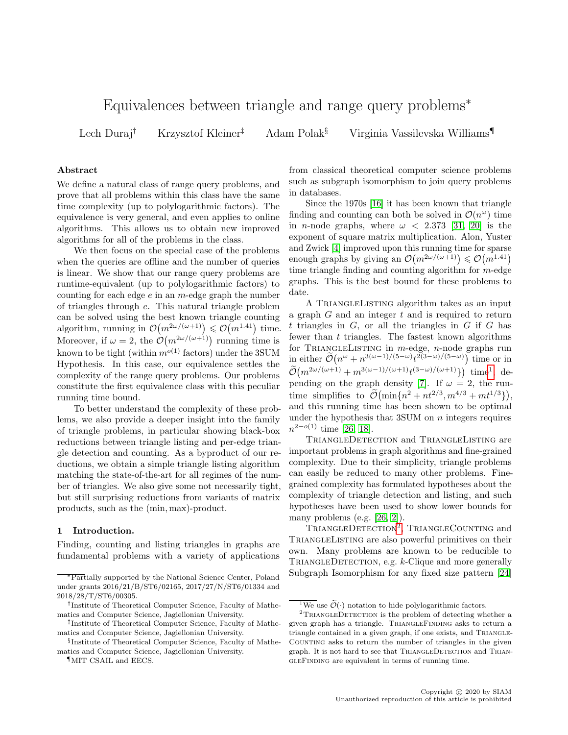# Equivalences between triangle and range query problems*

Lech Duraj[†] Krzysztof Kleiner[‡] Adam Polak[§] Virginia Vassilevska Williams[¶]

## Abstract

We define a natural class of range query problems, and prove that all problems within this class have the same time complexity (up to polylogarithmic factors). The equivalence is very general, and even applies to online algorithms. This allows us to obtain new improved algorithms for all of the problems in the class.

We then focus on the special case of the problems when the queries are offline and the number of queries is linear. We show that our range query problems are runtime-equivalent (up to polylogarithmic factors) to counting for each edge $e$ in an $m$-edge graph the number of triangles through $e$. This natural triangle problem can be solved using the best known triangle counting algorithm, running in $\mathcal{O}\big(m^{2\omega/(\omega+1)}\big) \leqslant \mathcal{O}\big(m^{1.41}\big)$ time. Moreover, if $\omega = 2$, the $\mathcal{O}\big(m^{2\omega/(\omega+1)}\big)$ running time is known to be tight (within $m^{o(1)}$ factors) under the 3SUM Hypothesis. In this case, our equivalence settles the complexity of the range query problems. Our problems constitute the first equivalence class with this peculiar running time bound.

To better understand the complexity of these problems, we also provide a deeper insight into the family of triangle problems, in particular showing black-box reductions between triangle listing and per-edge triangle detection and counting. As a byproduct of our reductions, we obtain a simple triangle listing algorithm matching the state-of-the-art for all regimes of the number of triangles. We also give some not necessarily tight, but still surprising reductions from variants of matrix products, such as the $(\min, \max)$-product.

## 1 Introduction.

Finding, counting and listing triangles in graphs are fundamental problems with a variety of applications from classical theoretical computer science problems such as subgraph isomorphism to join query problems in databases.

Since the 1970s [16] it has been known that triangle finding and counting can both be solved in $\mathcal{O}(n^{\omega})$ time in $n$-node graphs, where $\omega < 2.373$ [31, 20] is the exponent of square matrix multiplication. Alon, Yuster and Zwick [4] improved upon this running time for sparse enough graphs by giving an $\mathcal{O}\big(m^{2\omega/(\omega+1)}\big) \leqslant \mathcal{O}\big(m^{1.41}\big)$ time triangle finding and counting algorithm for $m$-edge graphs. This is the best bound for these problems to date.

A TriangleListing algorithm takes as an input a graph $G$ and an integer $t$ and is required to return $t$ triangles in $G$, or all the triangles in $G$ if $G$ has fewer than $t$ triangles. The fastest known algorithms for TriangleListing in $m$-edge, $n$-node graphs run in either $\widetilde{\mathcal{O}}\big(n^{\omega} + n^{3(\omega-1)/(5-\omega)}t^{2(3-\omega)/(5-\omega)}\big)$ time or in $\widetilde{\mathcal{O}}\big(m^{2\omega/(\omega+1)} + m^{3(\omega-1)/(\omega+1)}t^{(3-\omega)/(\omega+1)}\}\big)$ time[1], depending on the graph density [7]. If $\omega = 2$, the runtime simplifies to $\widetilde{\mathcal{O}}\big(\min\{n^2 + nt^{2/3}, m^{4/3} + mt^{1/3}\}\big)$, and this running time has been shown to be optimal under the hypothesis that 3SUM on $n$ integers requires $n^{2-o(1)}$ time [26, 18].

TriangleDetection and TriangleListing are important problems in graph algorithms and fine-grained complexity. Due to their simplicity, triangle problems can easily be reduced to many other problems. Fine-grained complexity has formulated hypotheses about the complexity of triangle detection and listing, and such hypotheses have been used to show lower bounds for many problems (e.g. [26, 2]).

TriangleDetection[2], TriangleCounting and TriangleListing are also powerful primitives on their own. Many problems are known to be reducible to TriangleDetection, e.g. $k$-Clique and more generally Subgraph Isomorphism for any fixed size pattern [24]

---

*Partially supported by the National Science Center, Poland under grants 2016/21/B/ST6/02165, 2017/27/N/ST6/01334 and 2018/28/T/ST6/00305.

†Institute of Theoretical Computer Science, Faculty of Mathematics and Computer Science, Jagiellonian University.

‡Institute of Theoretical Computer Science, Faculty of Mathematics and Computer Science, Jagiellonian University.

§Institute of Theoretical Computer Science, Faculty of Mathematics and Computer Science, Jagiellonian University.

¶MIT CSAIL and EECS.

[1] We use $\widetilde{\mathcal{O}}(\cdot)$ notation to hide polylogarithmic factors.

[2] TriangleDetection is the problem of detecting whether a given graph has a triangle. TriangleFinding asks to return a triangle contained in a given graph, if one exists, and TriangleCounting asks to return the number of triangles in the given graph. It is not hard to see that TriangleDetection and TriangleFinding are equivalent in terms of running time.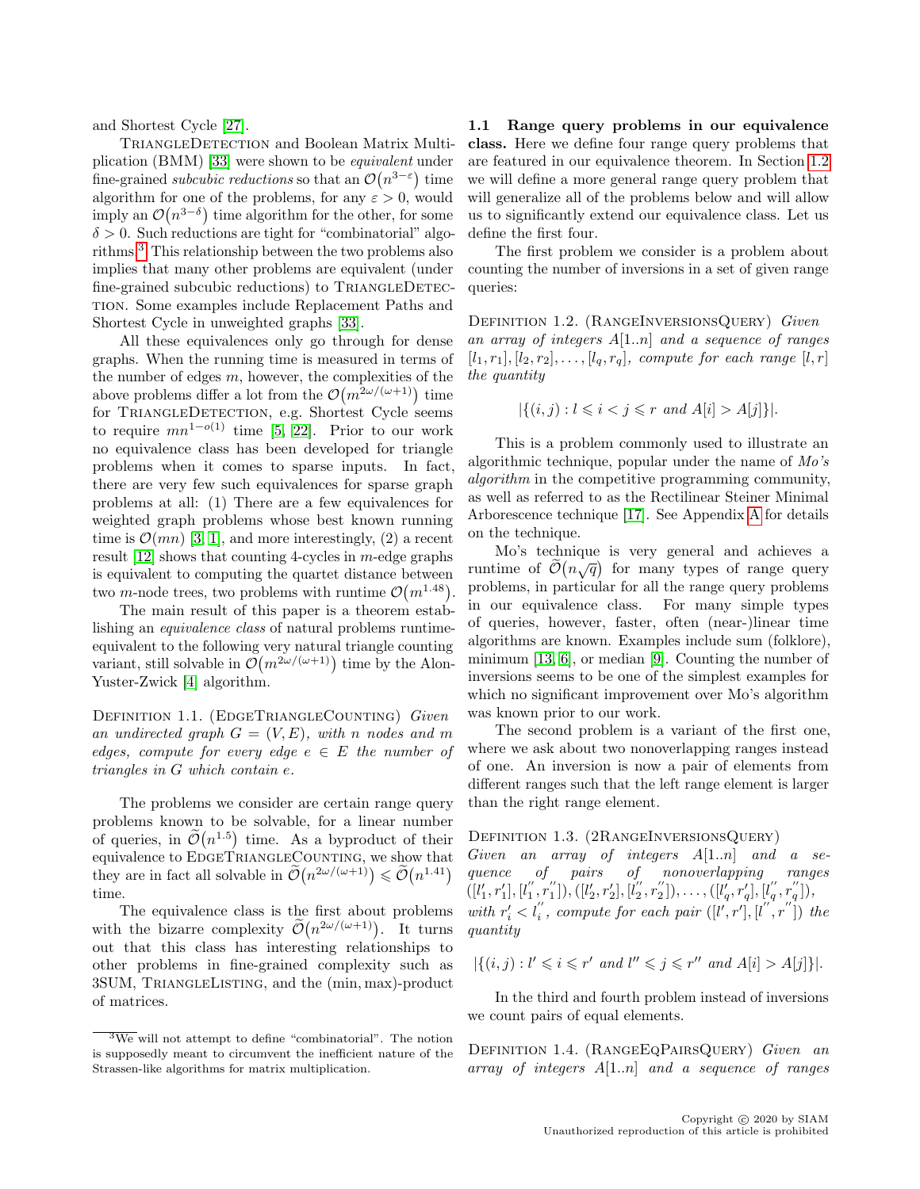and Shortest Cycle [27].

TriangleDetection and Boolean Matrix Multiplication (BMM) [33] were shown to be *equivalent* under fine-grained *subcubic reductions* so that an $\mathcal{O}(n^{3-\varepsilon})$ time algorithm for one of the problems, for any $\varepsilon > 0$, would imply an $\mathcal{O}(n^{3-\delta})$ time algorithm for the other, for some $\delta > 0$. Such reductions are tight for "combinatorial" algorithms.[3] This relationship between the two problems also implies that many other problems are equivalent (under fine-grained subcubic reductions) to TriangleDetection. Some examples include Replacement Paths and Shortest Cycle in unweighted graphs [33].

All these equivalences only go through for dense graphs. When the running time is measured in terms of the number of edges $m$, however, the complexities of the above problems differ a lot from the $\mathcal{O}(m^{2\omega/(\omega+1)})$ time for TriangleDetection, e.g. Shortest Cycle seems to require $mn^{1-o(1)}$ time [5, 22]. Prior to our work no equivalence class has been developed for triangle problems when it comes to sparse inputs. In fact, there are very few such equivalences for sparse graph problems at all: (1) There are a few equivalences for weighted graph problems whose best known running time is $\mathcal{O}(mn)$ [3, 1], and more interestingly, (2) a recent result [12] shows that counting 4-cycles in $m$-edge graphs is equivalent to computing the quartet distance between two $m$-node trees, two problems with runtime $\mathcal{O}(m^{1.48})$.

The main result of this paper is a theorem establishing an *equivalence class* of natural problems runtime-equivalent to the following very natural triangle counting variant, still solvable in $\mathcal{O}(m^{2\omega/(\omega+1)})$ time by the Alon-Yuster-Zwick [4] algorithm.

Definition 1.1. (EdgeTriangleCounting) *Given an undirected graph $G = (V, E)$, with $n$ nodes and $m$ edges, compute for every edge $e \in E$ the number of triangles in $G$ which contain $e$.*

The problems we consider are certain range query problems known to be solvable, for a linear number of queries, in $\widetilde{\mathcal{O}}(n^{1.5})$ time. As a byproduct of their equivalence to EdgeTriangleCounting, we show that they are in fact all solvable in $\widetilde{\mathcal{O}}(n^{2\omega/(\omega+1)}) \leqslant \widetilde{\mathcal{O}}(n^{1.41})$ time.

The equivalence class is the first about problems with the bizarre complexity $\widetilde{\mathcal{O}}(n^{2\omega/(\omega+1)})$. It turns out that this class has interesting relationships to other problems in fine-grained complexity such as 3SUM, TriangleListing, and the (min, max)-product of matrices.

[3] We will not attempt to define "combinatorial". The notion is supposedly meant to circumvent the inefficient nature of the Strassen-like algorithms for matrix multiplication.

### 1.1 Range query problems in our equivalence class.

Here we define four range query problems that are featured in our equivalence theorem. In Section 1.2 we will define a more general range query problem that will generalize all of the problems below and will allow us to significantly extend our equivalence class. Let us define the first four.

The first problem we consider is a problem about counting the number of inversions in a set of given range queries:

Definition 1.2. (RangeInversionsQuery) *Given an array of integers $A[1..n]$ and a sequence of ranges $[l_1, r_1], [l_2, r_2], \ldots, [l_q, r_q]$, compute for each range $[l, r]$ the quantity*

$$|\{(i, j) : l \leqslant i < j \leqslant r \text{ and } A[i] > A[j]\}|.$$

This is a problem commonly used to illustrate an algorithmic technique, popular under the name of *Mo's algorithm* in the competitive programming community, as well as referred to as the Rectilinear Steiner Minimal Arborescence technique [17]. See Appendix A for details on the technique.

Mo's technique is very general and achieves a runtime of $\widetilde{\mathcal{O}}(n\sqrt{q})$ for many types of range query problems, in particular for all the range query problems in our equivalence class. For many simple types of queries, however, faster, often (near-)linear time algorithms are known. Examples include sum (folklore), minimum [13, 6], or median [9]. Counting the number of inversions seems to be one of the simplest examples for which no significant improvement over Mo's algorithm was known prior to our work.

The second problem is a variant of the first one, where we ask about two nonoverlapping ranges instead of one. An inversion is now a pair of elements from different ranges such that the left range element is larger than the right range element.

Definition 1.3. (2RangeInversionsQuery) *Given an array of integers $A[1..n]$ and a sequence of pairs of nonoverlapping ranges $([l'_1, r'_1], [l''_1, r''_1]), ([l'_2, r'_2], [l''_2, r''_2]), \ldots, ([l'_q, r'_q], [l''_q, r''_q])$, with $r'_i < l''_i$, compute for each pair $([l', r'], [l'', r''])$ the quantity*

$$|\{(i, j) : l' \leqslant i \leqslant r' \text{ and } l'' \leqslant j \leqslant r'' \text{ and } A[i] > A[j]\}|.$$

In the third and fourth problem instead of inversions we count pairs of equal elements.

Definition 1.4. (RangeEqPairsQuery) *Given an array of integers $A[1..n]$ and a sequence of ranges*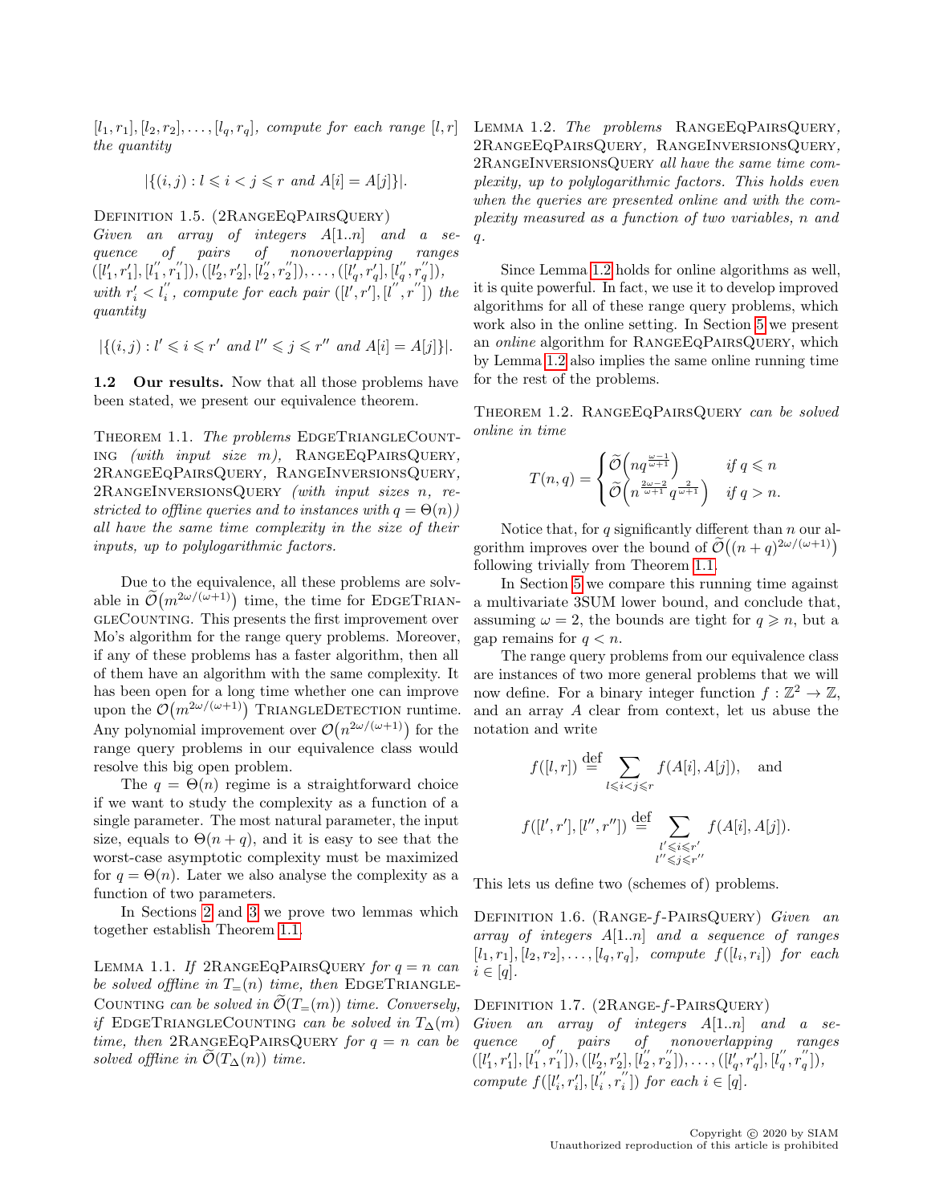$[l_1, r_1], [l_2, r_2], \ldots, [l_q, r_q]$, *compute for each range* $[l, r]$ *the quantity*

$$|\{(i, j) : l \leqslant i < j \leqslant r \text{ and } A[i] = A[j]\}|.$$

Definition 1.5. (2RangeEqPairsQuery) *Given an array of integers* $A[1..n]$ *and a sequence of pairs of nonoverlapping ranges* $([l_1', r_1'], [l_1'', r_1'']), ([l_2', r_2'], [l_2'', r_2'']), \ldots, ([l_q', r_q'], [l_q'', r_q''])$, *with* $r_i' < l_i''$, *compute for each pair* $([l', r'], [l'', r''])$ *the quantity*

$$|\{(i, j) : l' \leqslant i \leqslant r' \text{ and } l'' \leqslant j \leqslant r'' \text{ and } A[i] = A[j]\}|.$$

**1.2 Our results.** Now that all those problems have been stated, we present our equivalence theorem.

Theorem 1.1. *The problems* EdgeTriangleCounting *(with input size m),* RangeEqPairsQuery*,* 2RangeEqPairsQuery*,* RangeInversionsQuery*,* 2RangeInversionsQuery *(with input sizes n, restricted to offline queries and to instances with* $q = \Theta(n)$*) all have the same time complexity in the size of their inputs, up to polylogarithmic factors.*

Due to the equivalence, all these problems are solvable in $\widetilde{\mathcal{O}}(m^{2\omega/(\omega+1)})$ time, the time for EdgeTriangleCounting. This presents the first improvement over Mo's algorithm for the range query problems. Moreover, if any of these problems has a faster algorithm, then all of them have an algorithm with the same complexity. It has been open for a long time whether one can improve upon the $\mathcal{O}(m^{2\omega/(\omega+1)})$ TriangleDetection runtime. Any polynomial improvement over $\mathcal{O}(n^{2\omega/(\omega+1)})$ for the range query problems in our equivalence class would resolve this big open problem.

The $q = \Theta(n)$ regime is a straightforward choice if we want to study the complexity as a function of a single parameter. The most natural parameter, the input size, equals to $\Theta(n + q)$, and it is easy to see that the worst-case asymptotic complexity must be maximized for $q = \Theta(n)$. Later we also analyse the complexity as a function of two parameters.

In Sections 2 and 3 we prove two lemmas which together establish Theorem 1.1.

Lemma 1.1. *If* 2RangeEqPairsQuery *for* $q = n$ *can be solved offline in* $T_=(n)$ *time, then* EdgeTriangleCounting *can be solved in* $\widetilde{\mathcal{O}}(T_=(m))$ *time. Conversely, if* EdgeTriangleCounting *can be solved in* $T_\Delta(m)$ *time, then* 2RangeEqPairsQuery *for* $q = n$ *can be solved offline in* $\widetilde{\mathcal{O}}(T_\Delta(n))$ *time.*

Lemma 1.2. *The problems* RangeEqPairsQuery*,* 2RangeEqPairsQuery*,* RangeInversionsQuery*,* 2RangeInversionsQuery *all have the same complexity, up to polylogarithmic factors. This holds even when the queries are presented online and with the complexity measured as a function of two variables, n and q.*

Since Lemma 1.2 holds for online algorithms as well, it is quite powerful. In fact, we use it to develop improved algorithms for all of these range query problems, which work also in the online setting. In Section 5 we present an *online* algorithm for RangeEqPairsQuery, which by Lemma 1.2 also implies the same online running time for the rest of the problems.

Theorem 1.2. RangeEqPairsQuery *can be solved online in time*

$$T(n, q) = \begin{cases} \widetilde{\mathcal{O}}\Big(nq^{\frac{\omega-1}{\omega+1}}\Big) & \text{if } q \leqslant n \\ \widetilde{\mathcal{O}}\Big(n^{\frac{2\omega-2}{\omega+1}}q^{\frac{2}{\omega+1}}\Big) & \text{if } q > n. \end{cases}$$

Notice that, for $q$ significantly different than $n$ our algorithm improves over the bound of $\widetilde{\mathcal{O}}\big((n+q)^{2\omega/(\omega+1)}\big)$ following trivially from Theorem 1.1.

In Section 5 we compare this running time against a multivariate 3SUM lower bound, and conclude that, assuming $\omega = 2$, the bounds are tight for $q \geqslant n$, but a gap remains for $q < n$.

The range query problems from our equivalence class are instances of two more general problems that we will now define. For a binary integer function $f : \mathbb{Z}^2 \to \mathbb{Z}$, and an array $A$ clear from context, let us abuse the notation and write

$$f([l, r]) \stackrel{\text{def}}{=} \sum_{l \leqslant i < j \leqslant r} f(A[i], A[j]), \quad \text{and}$$

$$f([l', r'], [l'', r'']) \stackrel{\text{def}}{=} \sum_{\substack{l' \leqslant i \leqslant r' \\ l'' \leqslant j \leqslant r''}} f(A[i], A[j]).$$

This lets us define two (schemes of) problems.

Definition 1.6. (Range-$f$-PairsQuery) *Given an array of integers* $A[1..n]$ *and a sequence of ranges* $[l_1, r_1], [l_2, r_2], \ldots, [l_q, r_q]$, *compute* $f([l_i, r_i])$ *for each* $i \in [q]$.

Definition 1.7. (2Range-$f$-PairsQuery) *Given an array of integers* $A[1..n]$ *and a sequence of pairs of nonoverlapping ranges* $([l_1', r_1'], [l_1'', r_1'']), ([l_2', r_2'], [l_2'', r_2'']), \ldots, ([l_q', r_q'], [l_q'', r_q''])$, *compute* $f([l_i', r_i'], [l_i'', r_i''])$ *for each* $i \in [q]$.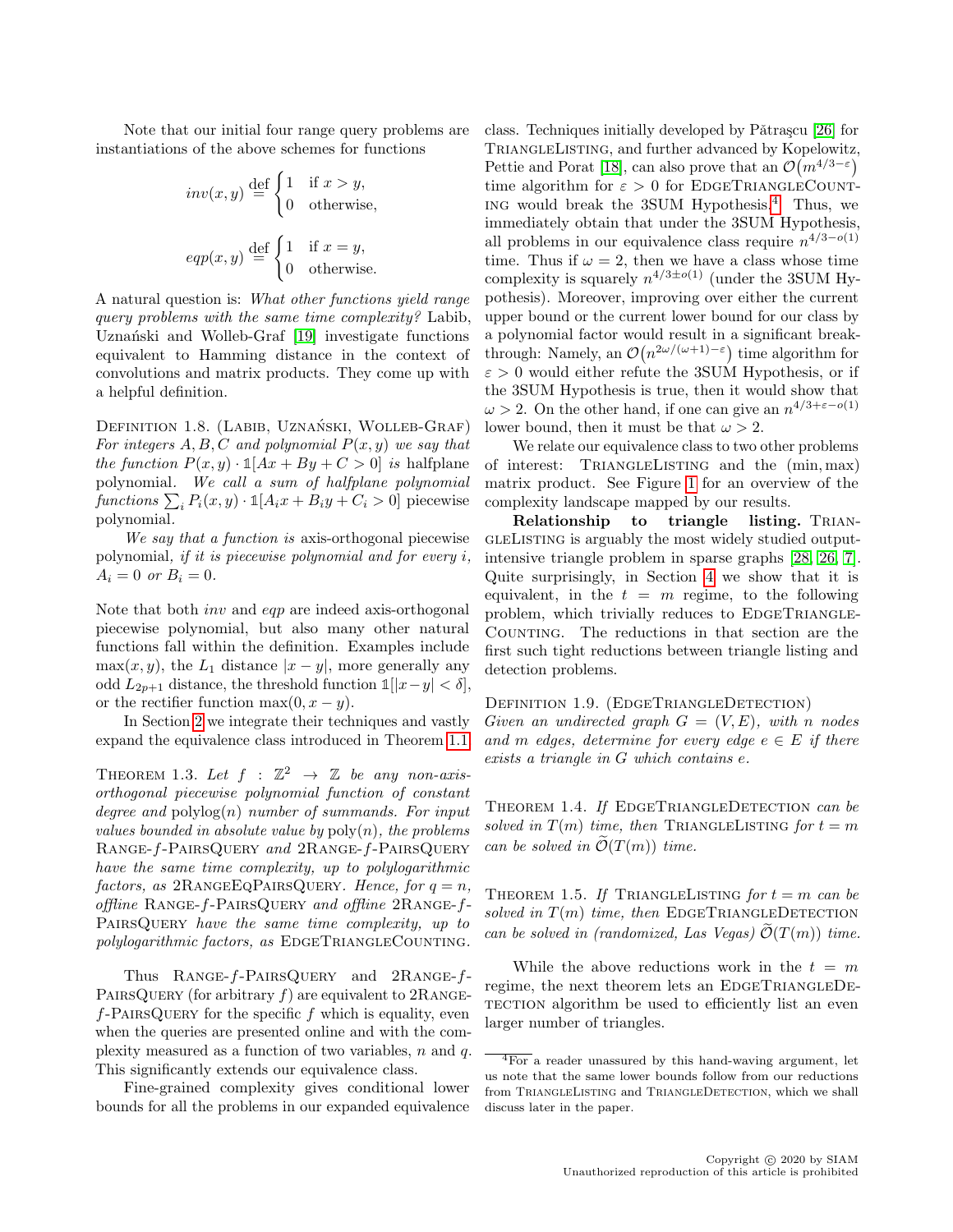Note that our initial four range query problems are instantiations of the above schemes for functions

$$inv(x,y) \stackrel{\text{def}}{=} \begin{cases} 1 & \text{if } x > y, \\ 0 & \text{otherwise,} \end{cases}$$

$$eqp(x,y) \stackrel{\text{def}}{=} \begin{cases} 1 & \text{if } x = y, \\ 0 & \text{otherwise.} \end{cases}$$

A natural question is: *What other functions yield range query problems with the same time complexity?* Labib, Uznański and Wolleb-Graf [19] investigate functions equivalent to Hamming distance in the context of convolutions and matrix products. They come up with a helpful definition.

Definition 1.8. (Labib, Uznański, Wolleb-Graf) *For integers $A, B, C$ and polynomial $P(x,y)$ we say that the function $P(x,y) \cdot \mathbb{1}[Ax + By + C > 0]$ is* halfplane polynomial. *We call a sum of halfplane polynomial functions $\sum_i P_i(x,y) \cdot \mathbb{1}[A_i x + B_i y + C_i > 0]$* piecewise polynomial.

*We say that a function is* axis-orthogonal piecewise polynomial, *if it is piecewise polynomial and for every $i$, $A_i = 0$ or $B_i = 0$.*

Note that both $inv$ and $eqp$ are indeed axis-orthogonal piecewise polynomial, but also many other natural functions fall within the definition. Examples include $\max(x,y)$, the $L_1$ distance $|x-y|$, more generally any odd $L_{2p+1}$ distance, the threshold function $\mathbb{1}[|x-y| < \delta]$, or the rectifier function $\max(0, x-y)$.

In Section 2 we integrate their techniques and vastly expand the equivalence class introduced in Theorem 1.1.

Theorem 1.3. *Let $f : \mathbb{Z}^2 \to \mathbb{Z}$ be any non-axis-orthogonal piecewise polynomial function of constant degree and $\text{polylog}(n)$ number of summands. For input values bounded in absolute value by $\text{poly}(n)$, the problems* Range-$f$-PairsQuery *and* 2Range-$f$-PairsQuery *have the same time complexity, up to polylogarithmic factors, as* 2RangeEqPairsQuery. *Hence, for $q = n$, offline* Range-$f$-PairsQuery *and offline* 2Range-$f$-PairsQuery *have the same time complexity, up to polylogarithmic factors, as* EdgeTriangleCounting.

Thus Range-$f$-PairsQuery and 2Range-$f$-PairsQuery (for arbitrary $f$) are equivalent to 2Range-$f$-PairsQuery for the specific $f$ which is equality, even when the queries are presented online and with the complexity measured as a function of two variables, $n$ and $q$. This significantly extends our equivalence class.

Fine-grained complexity gives conditional lower bounds for all the problems in our expanded equivalence class. Techniques initially developed by Pătraşcu [26] for TriangleListing, and further advanced by Kopelowitz, Pettie and Porat [18], can also prove that an $\mathcal{O}(m^{4/3-\varepsilon})$ time algorithm for $\varepsilon > 0$ for EdgeTriangleCounting would break the 3SUM Hypothesis.[4] Thus, we immediately obtain that under the 3SUM Hypothesis, all problems in our equivalence class require $n^{4/3-o(1)}$ time. Thus if $\omega = 2$, then we have a class whose time complexity is squarely $n^{4/3 \pm o(1)}$ (under the 3SUM Hypothesis). Moreover, improving over either the current upper bound or the current lower bound for our class by a polynomial factor would result in a significant breakthrough: Namely, an $\mathcal{O}(n^{2\omega/(\omega+1)-\varepsilon})$ time algorithm for $\varepsilon > 0$ would either refute the 3SUM Hypothesis, or if the 3SUM Hypothesis is true, then it would show that $\omega > 2$. On the other hand, if one can give an $n^{4/3+\varepsilon-o(1)}$ lower bound, then it must be that $\omega > 2$.

We relate our equivalence class to two other problems of interest: TriangleListing and the $(\min, \max)$ matrix product. See Figure 1 for an overview of the complexity landscape mapped by our results.

**Relationship to triangle listing.** TriangleListing is arguably the most widely studied output-intensive triangle problem in sparse graphs [28, 26, 7]. Quite surprisingly, in Section 4 we show that it is equivalent, in the $t = m$ regime, to the following problem, which trivially reduces to EdgeTriangleCounting. The reductions in that section are the first such tight reductions between triangle listing and detection problems.

Definition 1.9. (EdgeTriangleDetection) *Given an undirected graph $G = (V, E)$, with $n$ nodes and $m$ edges, determine for every edge $e \in E$ if there exists a triangle in $G$ which contains $e$.*

Theorem 1.4. *If* EdgeTriangleDetection *can be solved in $T(m)$ time, then* TriangleListing *for $t = m$ can be solved in $\widetilde{\mathcal{O}}(T(m))$ time.*

Theorem 1.5. *If* TriangleListing *for $t = m$ can be solved in $T(m)$ time, then* EdgeTriangleDetection *can be solved in (randomized, Las Vegas) $\widetilde{\mathcal{O}}(T(m))$ time.*

While the above reductions work in the $t = m$ regime, the next theorem lets an EdgeTriangleDetection algorithm be used to efficiently list an even larger number of triangles.

[4] For a reader unassured by this hand-waving argument, let us note that the same lower bounds follow from our reductions from TriangleListing and TriangleDetection, which we shall discuss later in the paper.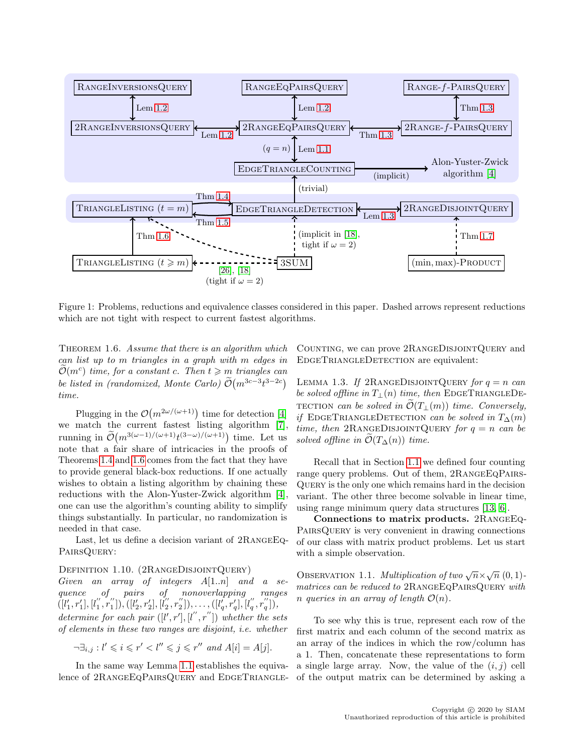Figure 1: Problems, reductions and equivalence classes considered in this paper. Dashed arrows represent reductions which are not tight with respect to current fastest algorithms.

**Theorem 1.6.** *Assume that there is an algorithm which can list up to $m$ triangles in a graph with $m$ edges in $\widetilde{\mathcal{O}}(m^c)$ time, for a constant $c$. Then $t \geqslant m$ triangles can be listed in (randomized, Monte Carlo) $\widetilde{\mathcal{O}}(m^{3c-3}t^{3-2c})$ time.*

Plugging in the $\mathcal{O}(m^{2\omega/(\omega+1)})$ time for detection [4] we match the current fastest listing algorithm [7], running in $\widetilde{\mathcal{O}}(m^{3(\omega-1)/(\omega+1)}t^{(3-\omega)/(\omega+1)})$ time. Let us note that a fair share of intricacies in the proofs of Theorems 1.4 and 1.6 comes from the fact that they have to provide general black-box reductions. If one actually wishes to obtain a listing algorithm by chaining these reductions with the Alon-Yuster-Zwick algorithm [4], one can use the algorithm's counting ability to simplify things substantially. In particular, no randomization is needed in that case.

Last, let us define a decision variant of 2RangeEqPairsQuery:

**Definition 1.10.** (2RangeDisjointQuery) *Given an array of integers $A[1..n]$ and a sequence of pairs of nonoverlapping ranges $([l'_1, r'_1], [l''_1, r''_1]), ([l'_2, r'_2], [l''_2, r''_2]), \ldots, ([l'_q, r'_q], [l''_q, r''_q])$, determine for each pair $([l', r'], [l'', r''])$ whether the sets of elements in these two ranges are disjoint, i.e. whether*

$$\neg\exists_{i,j} : l' \leqslant i \leqslant r' < l'' \leqslant j \leqslant r'' \text{ and } A[i] = A[j].$$

In the same way Lemma 1.1 establishes the equivalence of 2RangeEqPairsQuery and EdgeTriangleCounting, we can prove 2RangeDisjointQuery and EdgeTriangleDetection are equivalent:

**Lemma 1.3.** *If 2RangeDisjointQuery for $q = n$ can be solved offline in $T_\perp(n)$ time, then EdgeTriangleDetection can be solved in $\widetilde{\mathcal{O}}(T_\perp(m))$ time. Conversely, if EdgeTriangleDetection can be solved in $T_\Delta(m)$ time, then 2RangeDisjointQuery for $q = n$ can be solved offline in $\widetilde{\mathcal{O}}(T_\Delta(n))$ time.*

Recall that in Section 1.1 we defined four counting range query problems. Out of them, 2RangeEqPairsQuery is the only one which remains hard in the decision variant. The other three become solvable in linear time, using range minimum query data structures [13, 6].

**Connections to matrix products.** 2RangeEqPairsQuery is very convenient in drawing connections of our class with matrix product problems. Let us start with a simple observation.

**Observation 1.1.** *Multiplication of two $\sqrt{n}\times\sqrt{n}$ $(0,1)$-matrices can be reduced to 2RangeEqPairsQuery with $n$ queries in an array of length $\mathcal{O}(n)$.*

To see why this is true, represent each row of the first matrix and each column of the second matrix as an array of the indices in which the row/column has a 1. Then, concatenate these representations to form a single large array. Now, the value of the $(i, j)$ cell of the output matrix can be determined by asking a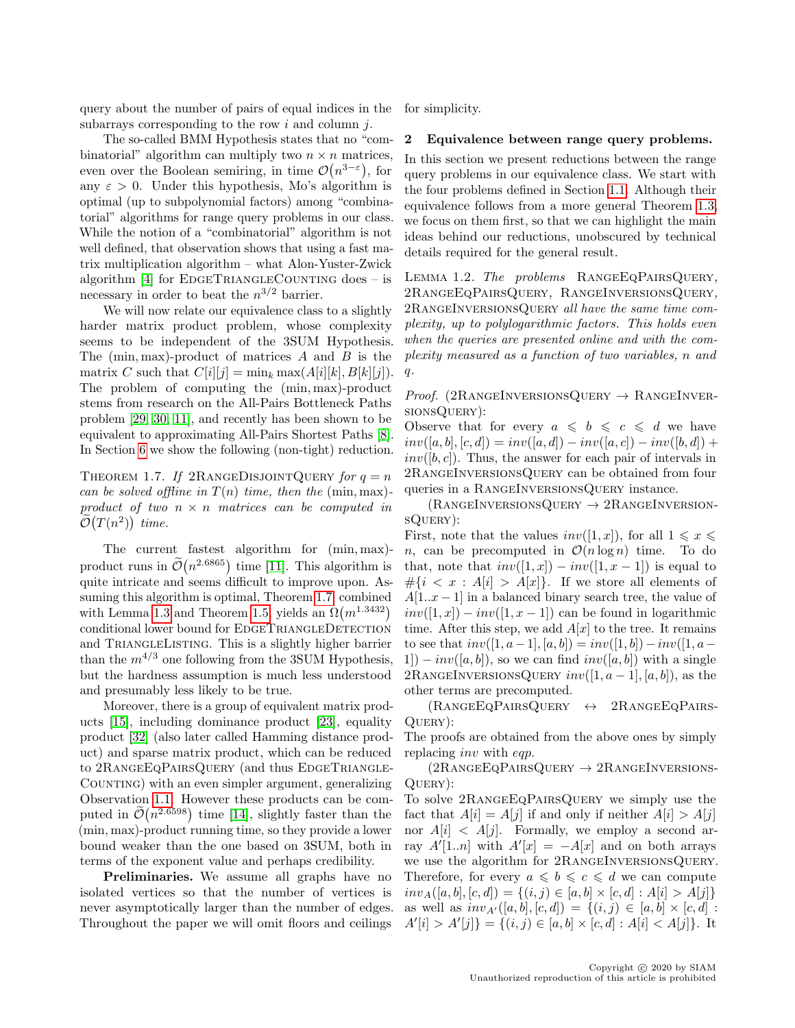query about the number of pairs of equal indices in the subarrays corresponding to the row $i$ and column $j$.

The so-called BMM Hypothesis states that no "combinatorial" algorithm can multiply two $n \times n$ matrices, even over the Boolean semiring, in time $\mathcal{O}(n^{3-\varepsilon})$, for any $\varepsilon > 0$. Under this hypothesis, Mo's algorithm is optimal (up to subpolynomial factors) among "combinatorial" algorithms for range query problems in our class. While the notion of a "combinatorial" algorithm is not well defined, that observation shows that using a fast matrix multiplication algorithm – what Alon-Yuster-Zwick algorithm [4] for EdgeTriangleCounting does – is necessary in order to beat the $n^{3/2}$ barrier.

We will now relate our equivalence class to a slightly harder matrix product problem, whose complexity seems to be independent of the 3SUM Hypothesis. The $(\min, \max)$-product of matrices $A$ and $B$ is the matrix $C$ such that $C[i][j] = \min_k \max(A[i][k], B[k][j])$. The problem of computing the $(\min, \max)$-product stems from research on the All-Pairs Bottleneck Paths problem [29, 30, 11], and recently has been shown to be equivalent to approximating All-Pairs Shortest Paths [8]. In Section 6 we show the following (non-tight) reduction.

Theorem 1.7. *If 2RangeDisjointQuery for $q = n$ can be solved offline in $T(n)$ time, then the $(\min, \max)$-product of two $n \times n$ matrices can be computed in $\widetilde{\mathcal{O}}(T(n^2))$ time.*

The current fastest algorithm for $(\min, \max)$-product runs in $\widetilde{\mathcal{O}}(n^{2.6865})$ time [11]. This algorithm is quite intricate and seems difficult to improve upon. Assuming this algorithm is optimal, Theorem 1.7 combined with Lemma 1.3 and Theorem 1.5 yields an $\Omega(m^{1.3432})$ conditional lower bound for EdgeTriangleDetection and TriangleListing. This is a slightly higher barrier than the $m^{4/3}$ one following from the 3SUM Hypothesis, but the hardness assumption is much less understood and presumably less likely to be true.

Moreover, there is a group of equivalent matrix products [15], including dominance product [23], equality product [32] (also later called Hamming distance product) and sparse matrix product, which can be reduced to 2RangeEqPairsQuery (and thus EdgeTriangleCounting) with an even simpler argument, generalizing Observation 1.1. However these products can be computed in $\widetilde{\mathcal{O}}(n^{2.6598})$ time [14], slightly faster than the $(\min, \max)$-product running time, so they provide a lower bound weaker than the one based on 3SUM, both in terms of the exponent value and perhaps credibility.

**Preliminaries.** We assume all graphs have no isolated vertices so that the number of vertices is never asymptotically larger than the number of edges. Throughout the paper we will omit floors and ceilings for simplicity.

## 2 Equivalence between range query problems.

In this section we present reductions between the range query problems in our equivalence class. We start with the four problems defined in Section 1.1. Although their equivalence follows from a more general Theorem 1.3, we focus on them first, so that we can highlight the main ideas behind our reductions, unobscured by technical details required for the general result.

Lemma 1.2. *The problems RangeEqPairsQuery, 2RangeEqPairsQuery, RangeInversionsQuery, 2RangeInversionsQuery all have the same time complexity, up to polylogarithmic factors. This holds even when the queries are presented online and with the complexity measured as a function of two variables, $n$ and $q$.*

*Proof.* (2RangeInversionsQuery → RangeInversionsQuery):
Observe that for every $a \leqslant b \leqslant c \leqslant d$ we have $inv([a,b],[c,d]) = inv([a,d]) - inv([a,c]) - inv([b,d]) + inv([b,c])$. Thus, the answer for each pair of intervals in 2RangeInversionsQuery can be obtained from four queries in a RangeInversionsQuery instance.

(RangeInversionsQuery → 2RangeInversionsQuery):
First, note that the values $inv([1,x])$, for all $1 \leqslant x \leqslant n$, can be precomputed in $\mathcal{O}(n \log n)$ time. To do that, note that $inv([1,x]) - inv([1,x-1])$ is equal to $\#\{i < x : A[i] > A[x]\}$. If we store all elements of $A[1..x-1]$ in a balanced binary search tree, the value of $inv([1,x]) - inv([1,x-1])$ can be found in logarithmic time. After this step, we add $A[x]$ to the tree. It remains to see that $inv([1,a-1],[a,b]) = inv([1,b]) - inv([1,a-1]) - inv([a,b])$, so we can find $inv([a,b])$ with a single 2RangeInversionsQuery $inv([1,a-1],[a,b])$, as the other terms are precomputed.

(RangeEqPairsQuery ↔ 2RangeEqPairsQuery):
The proofs are obtained from the above ones by simply replacing $inv$ with $eqp$.

(2RangeEqPairsQuery → 2RangeInversionsQuery):
To solve 2RangeEqPairsQuery we simply use the fact that $A[i] = A[j]$ if and only if neither $A[i] > A[j]$ nor $A[i] < A[j]$. Formally, we employ a second array $A'[1..n]$ with $A'[x] = -A[x]$ and on both arrays we use the algorithm for 2RangeInversionsQuery. Therefore, for every $a \leqslant b \leqslant c \leqslant d$ we can compute $inv_A([a,b],[c,d]) = \{(i,j) \in [a,b] \times [c,d] : A[i] > A[j]\}$ as well as $inv_{A'}([a,b],[c,d]) = \{(i,j) \in [a,b] \times [c,d] : A'[i] > A'[j]\} = \{(i,j) \in [a,b] \times [c,d] : A[i] < A[j]\}$. It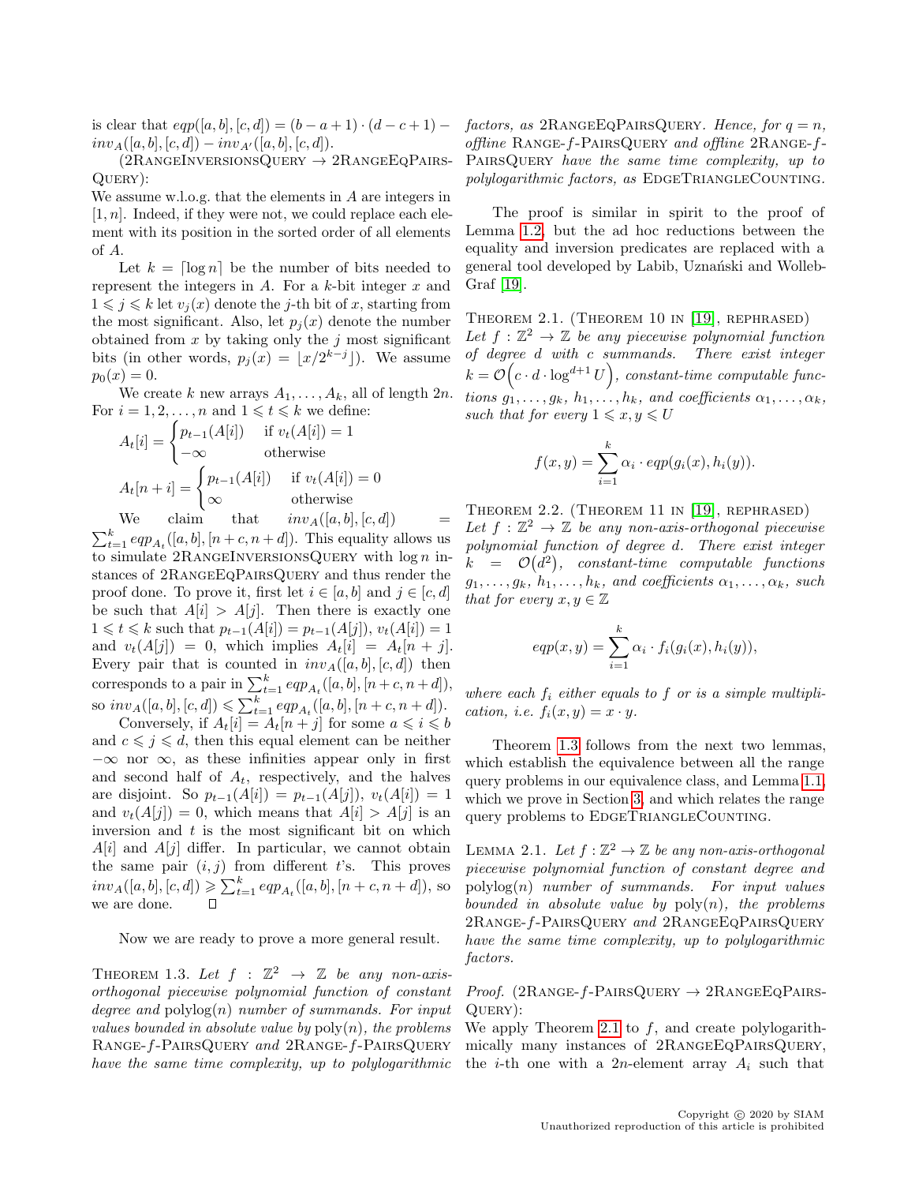is clear that $eqp([a,b],[c,d]) = (b-a+1)\cdot(d-c+1) - inv_A([a,b],[c,d]) - inv_{A'}([a,b],[c,d])$.

(2RangeInversionsQuery $\to$ 2RangeEqPairsQuery):
We assume w.l.o.g. that the elements in $A$ are integers in $[1,n]$. Indeed, if they were not, we could replace each element with its position in the sorted order of all elements of $A$.

Let $k = \lceil \log n \rceil$ be the number of bits needed to represent the integers in $A$. For a $k$-bit integer $x$ and $1 \leqslant j \leqslant k$ let $v_j(x)$ denote the $j$-th bit of $x$, starting from the most significant. Also, let $p_j(x)$ denote the number obtained from $x$ by taking only the $j$ most significant bits (in other words, $p_j(x) = \lfloor x/2^{k-j} \rfloor$). We assume $p_0(x) = 0$.

We create $k$ new arrays $A_1,\ldots,A_k$, all of length $2n$. For $i = 1,2,\ldots,n$ and $1 \leqslant t \leqslant k$ we define:

$$A_t[i] = \begin{cases} p_{t-1}(A[i]) & \text{if } v_t(A[i]) = 1 \\ -\infty & \text{otherwise} \end{cases}$$

$$A_t[n+i] = \begin{cases} p_{t-1}(A[i]) & \text{if } v_t(A[i]) = 0 \\ \infty & \text{otherwise} \end{cases}$$

We claim that $inv_A([a,b],[c,d]) = \sum_{t=1}^{k} eqp_{A_t}([a,b],[n+c,n+d])$. This equality allows us to simulate 2RangeInversionsQuery with $\log n$ instances of 2RangeEqPairsQuery and thus render the proof done. To prove it, first let $i \in [a,b]$ and $j \in [c,d]$ be such that $A[i] > A[j]$. Then there is exactly one $1 \leqslant t \leqslant k$ such that $p_{t-1}(A[i]) = p_{t-1}(A[j])$, $v_t(A[i]) = 1$ and $v_t(A[j]) = 0$, which implies $A_t[i] = A_t[n+j]$. Every pair that is counted in $inv_A([a,b],[c,d])$ then corresponds to a pair in $\sum_{t=1}^{k} eqp_{A_t}([a,b],[n+c,n+d])$, so $inv_A([a,b],[c,d]) \leqslant \sum_{t=1}^{k} eqp_{A_t}([a,b],[n+c,n+d])$.

Conversely, if $A_t[i] = A_t[n+j]$ for some $a \leqslant i \leqslant b$ and $c \leqslant j \leqslant d$, then this equal element can be neither $-\infty$ nor $\infty$, as these infinities appear only in first and second half of $A_t$, respectively, and the halves are disjoint. So $p_{t-1}(A[i]) = p_{t-1}(A[j])$, $v_t(A[i]) = 1$ and $v_t(A[j]) = 0$, which means that $A[i] > A[j]$ is an inversion and $t$ is the most significant bit on which $A[i]$ and $A[j]$ differ. In particular, we cannot obtain the same pair $(i,j)$ from different $t$'s. This proves $inv_A([a,b],[c,d]) \geqslant \sum_{t=1}^{k} eqp_{A_t}([a,b],[n+c,n+d])$, so we are done. $\square$

Now we are ready to prove a more general result.

**Theorem 1.3.** *Let $f : \mathbb{Z}^2 \to \mathbb{Z}$ be any non-axis-orthogonal piecewise polynomial function of constant degree and $\mathrm{polylog}(n)$ number of summands. For input values bounded in absolute value by $\mathrm{poly}(n)$, the problems Range-$f$-PairsQuery and 2Range-$f$-PairsQuery have the same time complexity, up to polylogarithmic factors, as 2RangeEqPairsQuery. Hence, for $q = n$, offline Range-$f$-PairsQuery and offline 2Range-$f$-PairsQuery have the same time complexity, up to polylogarithmic factors, as EdgeTriangleCounting.*

The proof is similar in spirit to the proof of Lemma 1.2, but the ad hoc reductions between the equality and inversion predicates are replaced with a general tool developed by Labib, Uznański and Wolleb-Graf [19].

**Theorem 2.1.** (Theorem 10 in [19], rephrased) *Let $f : \mathbb{Z}^2 \to \mathbb{Z}$ be any piecewise polynomial function of degree $d$ with $c$ summands. There exist integer $k = \mathcal{O}\left(c \cdot d \cdot \log^{d+1} U\right)$, constant-time computable functions $g_1,\ldots,g_k$, $h_1,\ldots,h_k$, and coefficients $\alpha_1,\ldots,\alpha_k$, such that for every $1 \leqslant x,y \leqslant U$*

$$f(x,y) = \sum_{i=1}^{k} \alpha_i \cdot eqp(g_i(x), h_i(y)).$$

**Theorem 2.2.** (Theorem 11 in [19], rephrased) *Let $f : \mathbb{Z}^2 \to \mathbb{Z}$ be any non-axis-orthogonal piecewise polynomial function of degree $d$. There exist integer $k = \mathcal{O}(d^2)$, constant-time computable functions $g_1,\ldots,g_k$, $h_1,\ldots,h_k$, and coefficients $\alpha_1,\ldots,\alpha_k$, such that for every $x,y \in \mathbb{Z}$*

$$eqp(x,y) = \sum_{i=1}^{k} \alpha_i \cdot f_i(g_i(x), h_i(y)),$$

*where each $f_i$ either equals to $f$ or is a simple multiplication, i.e. $f_i(x,y) = x \cdot y$.*

Theorem 1.3 follows from the next two lemmas, which establish the equivalence between all the range query problems in our equivalence class, and Lemma 1.1, which we prove in Section 3, and which relates the range query problems to EdgeTriangleCounting.

**Lemma 2.1.** *Let $f : \mathbb{Z}^2 \to \mathbb{Z}$ be any non-axis-orthogonal piecewise polynomial function of constant degree and $\mathrm{polylog}(n)$ number of summands. For input values bounded in absolute value by $\mathrm{poly}(n)$, the problems 2Range-$f$-PairsQuery and 2RangeEqPairsQuery have the same time complexity, up to polylogarithmic factors.*

*Proof.* (2Range-$f$-PairsQuery $\to$ 2RangeEqPairsQuery):
We apply Theorem 2.1 to $f$, and create polylogarithmically many instances of 2RangeEqPairsQuery, the $i$-th one with a $2n$-element array $A_i$ such that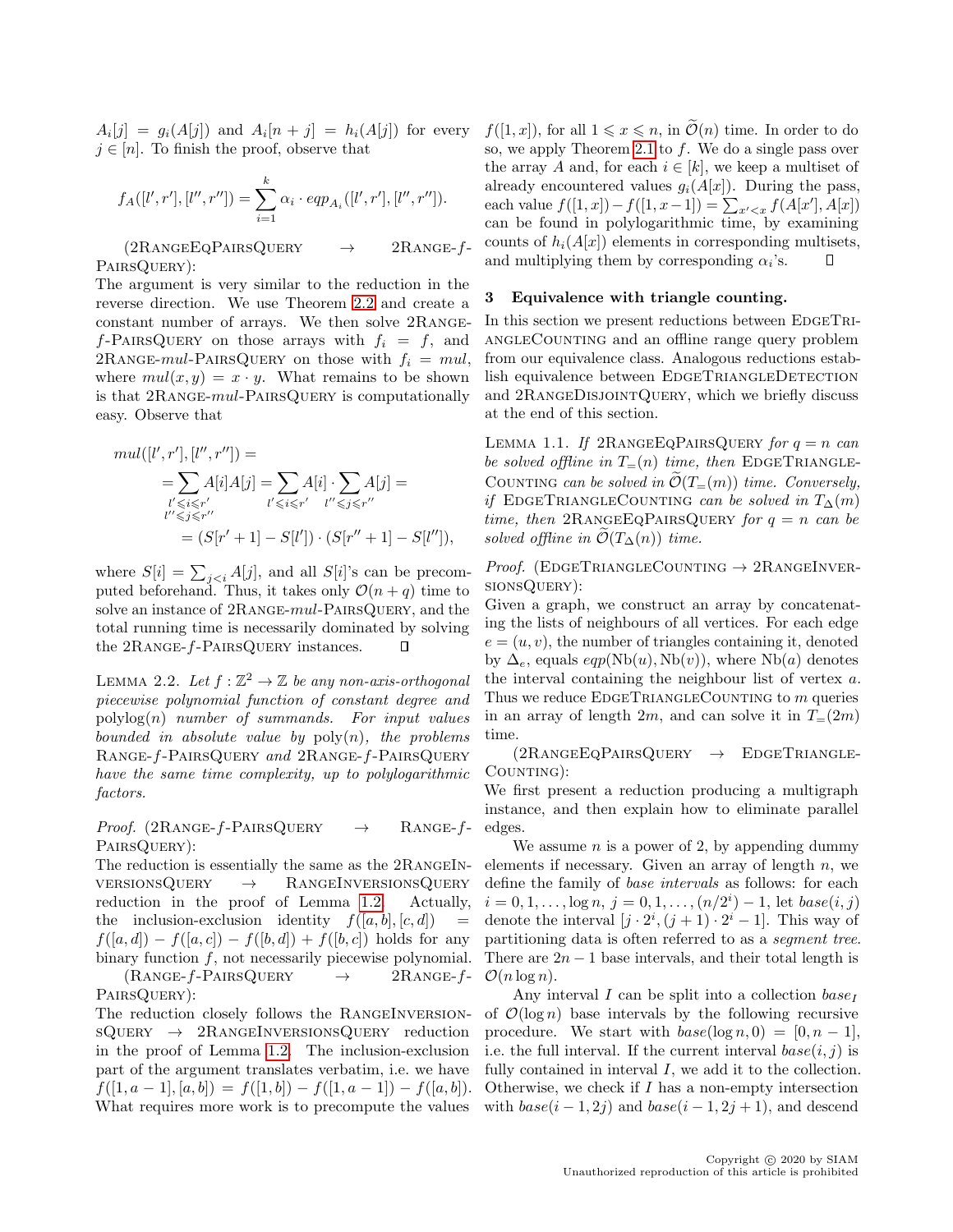$A_i[j] = g_i(A[j])$ and $A_i[n+j] = h_i(A[j])$ for every $j \in [n]$. To finish the proof, observe that

$$f_A([l',r'],[l'',r'']) = \sum_{i=1}^{k} \alpha_i \cdot eqp_{A_i}([l',r'],[l'',r'']).$$

(2RangeEqPairsQuery $\to$ 2Range-$f$-PairsQuery):
The argument is very similar to the reduction in the reverse direction. We use Theorem 2.2 and create a constant number of arrays. We then solve 2Range-$f$-PairsQuery on those arrays with $f_i = f$, and 2Range-$mul$-PairsQuery on those with $f_i = mul$, where $mul(x,y) = x \cdot y$. What remains to be shown is that 2Range-$mul$-PairsQuery is computationally easy. Observe that

$$\begin{aligned} mul([l',r'],[l'',r'']) &= \\ &= \sum_{\substack{l' \leqslant i \leqslant r' \\ l'' \leqslant j \leqslant r''}} A[i]A[j] = \sum_{l' \leqslant i \leqslant r'} A[i] \cdot \sum_{l'' \leqslant j \leqslant r''} A[j] = \\ &= (S[r'+1] - S[l']) \cdot (S[r''+1] - S[l'']), \end{aligned}$$

where $S[i] = \sum_{j<i} A[j]$, and all $S[i]$'s can be precomputed beforehand. Thus, it takes only $\mathcal{O}(n+q)$ time to solve an instance of 2Range-$mul$-PairsQuery, and the total running time is necessarily dominated by solving the 2Range-$f$-PairsQuery instances. ∎

Lemma 2.2. *Let $f : \mathbb{Z}^2 \to \mathbb{Z}$ be any non-axis-orthogonal piecewise polynomial function of constant degree and $\mathrm{polylog}(n)$ number of summands. For input values bounded in absolute value by $\mathrm{poly}(n)$, the problems Range-$f$-PairsQuery and 2Range-$f$-PairsQuery have the same time complexity, up to polylogarithmic factors.*

*Proof.* (2Range-$f$-PairsQuery $\to$ Range-$f$-PairsQuery):
The reduction is essentially the same as the 2RangeInversionsQuery $\to$ RangeInversionsQuery reduction in the proof of Lemma 1.2. Actually, the inclusion-exclusion identity $f([a,b],[c,d]) = f([a,d]) - f([a,c]) - f([b,d]) + f([b,c])$ holds for any binary function $f$, not necessarily piecewise polynomial.

(Range-$f$-PairsQuery $\to$ 2Range-$f$-PairsQuery):
The reduction closely follows the RangeInversionsQuery $\to$ 2RangeInversionsQuery reduction in the proof of Lemma 1.2. The inclusion-exclusion part of the argument translates verbatim, i.e. we have $f([1,a-1],[a,b]) = f([1,b]) - f([1,a-1]) - f([a,b])$. What requires more work is to precompute the values $f([1,x])$, for all $1 \leqslant x \leqslant n$, in $\widetilde{\mathcal{O}}(n)$ time. In order to do so, we apply Theorem 2.1 to $f$. We do a single pass over the array $A$ and, for each $i \in [k]$, we keep a multiset of already encountered values $g_i(A[x])$. During the pass, each value $f([1,x]) - f([1,x-1]) = \sum_{x'<x} f(A[x'],A[x])$ can be found in polylogarithmic time, by examining counts of $h_i(A[x])$ elements in corresponding multisets, and multiplying them by corresponding $\alpha_i$'s. ∎

## 3 Equivalence with triangle counting.

In this section we present reductions between EdgeTriangleCounting and an offline range query problem from our equivalence class. Analogous reductions establish equivalence between EdgeTriangleDetection and 2RangeDisjointQuery, which we briefly discuss at the end of this section.

Lemma 1.1. *If 2RangeEqPairsQuery for $q = n$ can be solved offline in $T_=(n)$ time, then EdgeTriangleCounting can be solved in $\widetilde{\mathcal{O}}(T_=(m))$ time. Conversely, if EdgeTriangleCounting can be solved in $T_\Delta(m)$ time, then 2RangeEqPairsQuery for $q = n$ can be solved offline in $\widetilde{\mathcal{O}}(T_\Delta(n))$ time.*

*Proof.* (EdgeTriangleCounting $\to$ 2RangeInversionsQuery):
Given a graph, we construct an array by concatenating the lists of neighbours of all vertices. For each edge $e = (u,v)$, the number of triangles containing it, denoted by $\Delta_e$, equals $eqp(\mathrm{Nb}(u), \mathrm{Nb}(v))$, where $\mathrm{Nb}(a)$ denotes the interval containing the neighbour list of vertex $a$. Thus we reduce EdgeTriangleCounting to $m$ queries in an array of length $2m$, and can solve it in $T_=(2m)$ time.

(2RangeEqPairsQuery $\to$ EdgeTriangleCounting):
We first present a reduction producing a multigraph instance, and then explain how to eliminate parallel edges.

We assume $n$ is a power of 2, by appending dummy elements if necessary. Given an array of length $n$, we define the family of *base intervals* as follows: for each $i = 0,1,\ldots,\log n$, $j = 0,1,\ldots,(n/2^i)-1$, let $base(i,j)$ denote the interval $[j \cdot 2^i, (j+1) \cdot 2^i - 1]$. This way of partitioning data is often referred to as a *segment tree*. There are $2n-1$ base intervals, and their total length is $\mathcal{O}(n \log n)$.

Any interval $I$ can be split into a collection $base_I$ of $\mathcal{O}(\log n)$ base intervals by the following recursive procedure. We start with $base(\log n, 0) = [0, n-1]$, i.e. the full interval. If the current interval $base(i,j)$ is fully contained in interval $I$, we add it to the collection. Otherwise, we check if $I$ has a non-empty intersection with $base(i-1,2j)$ and $base(i-1,2j+1)$, and descend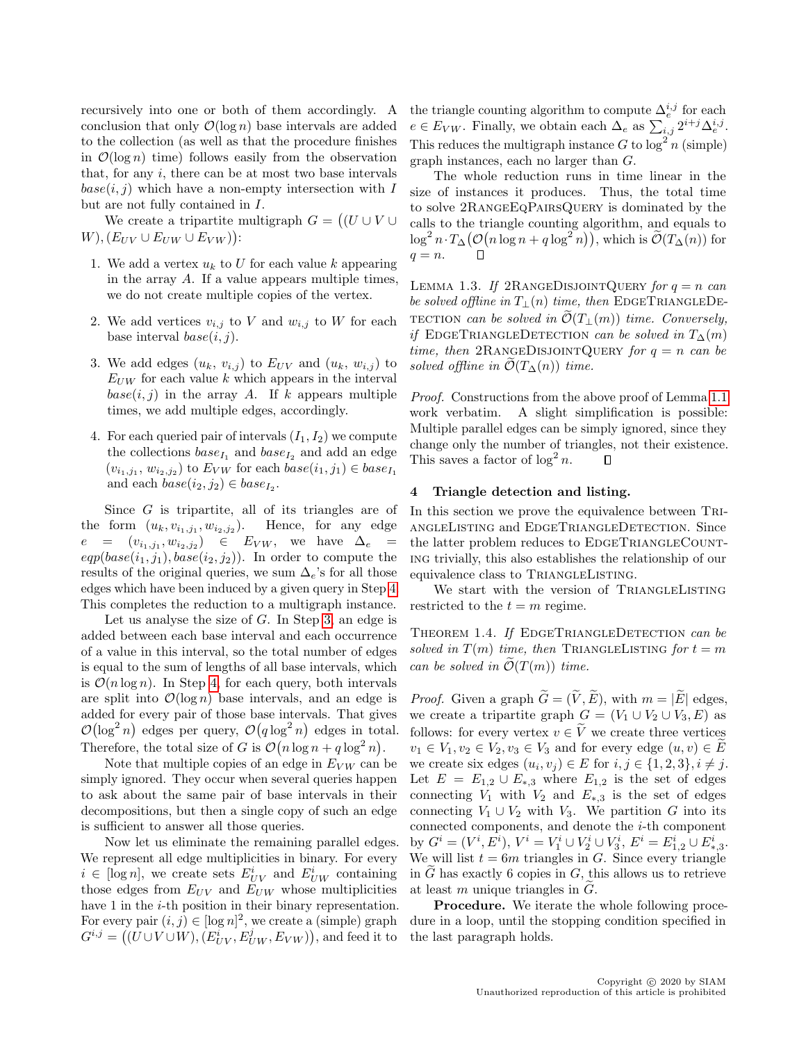recursively into one or both of them accordingly. A conclusion that only $\mathcal{O}(\log n)$ base intervals are added to the collection (as well as that the procedure finishes in $\mathcal{O}(\log n)$ time) follows easily from the observation that, for any $i$, there can be at most two base intervals $base(i,j)$ which have a non-empty intersection with $I$ but are not fully contained in $I$.

We create a tripartite multigraph $G = \big((U \cup V \cup W), (E_{UV} \cup E_{UW} \cup E_{VW})\big)$:

1. We add a vertex $u_k$ to $U$ for each value $k$ appearing in the array $A$. If a value appears multiple times, we do not create multiple copies of the vertex.
2. We add vertices $v_{i,j}$ to $V$ and $w_{i,j}$ to $W$ for each base interval $base(i,j)$.
3. We add edges $(u_k, v_{i,j})$ to $E_{UV}$ and $(u_k, w_{i,j})$ to $E_{UW}$ for each value $k$ which appears in the interval $base(i,j)$ in the array $A$. If $k$ appears multiple times, we add multiple edges, accordingly.
4. For each queried pair of intervals $(I_1, I_2)$ we compute the collections $base_{I_1}$ and $base_{I_2}$ and add an edge $(v_{i_1,j_1}, w_{i_2,j_2})$ to $E_{VW}$ for each $base(i_1,j_1) \in base_{I_1}$ and each $base(i_2,j_2) \in base_{I_2}$.

Since $G$ is tripartite, all of its triangles are of the form $(u_k, v_{i_1,j_1}, w_{i_2,j_2})$. Hence, for any edge $e = (v_{i_1,j_1}, w_{i_2,j_2}) \in E_{VW}$, we have $\Delta_e = eqp(base(i_1,j_1), base(i_2,j_2))$. In order to compute the results of the original queries, we sum $\Delta_e$'s for all those edges which have been induced by a given query in Step 4. This completes the reduction to a multigraph instance.

Let us analyse the size of $G$. In Step 3, an edge is added between each base interval and each occurrence of a value in this interval, so the total number of edges is equal to the sum of lengths of all base intervals, which is $\mathcal{O}(n \log n)$. In Step 4, for each query, both intervals are split into $\mathcal{O}(\log n)$ base intervals, and an edge is added for every pair of those base intervals. That gives $\mathcal{O}(\log^2 n)$ edges per query, $\mathcal{O}(q \log^2 n)$ edges in total. Therefore, the total size of $G$ is $\mathcal{O}(n \log n + q \log^2 n)$.

Note that multiple copies of an edge in $E_{VW}$ can be simply ignored. They occur when several queries happen to ask about the same pair of base intervals in their decompositions, but then a single copy of such an edge is sufficient to answer all those queries.

Now let us eliminate the remaining parallel edges. We represent all edge multiplicities in binary. For every $i \in [\log n]$, we create sets $E^i_{UV}$ and $E^i_{UW}$ containing those edges from $E_{UV}$ and $E_{UW}$ whose multiplicities have 1 in the $i$-th position in their binary representation. For every pair $(i,j) \in [\log n]^2$, we create a (simple) graph $G^{i,j} = \big((U \cup V \cup W), (E^i_{UV}, E^j_{UW}, E_{VW})\big)$, and feed it to the triangle counting algorithm to compute $\Delta^{i,j}_e$ for each $e \in E_{VW}$. Finally, we obtain each $\Delta_e$ as $\sum_{i,j} 2^{i+j} \Delta^{i,j}_e$. This reduces the multigraph instance $G$ to $\log^2 n$ (simple) graph instances, each no larger than $G$.

The whole reduction runs in time linear in the size of instances it produces. Thus, the total time to solve 2RangeEqPairsQuery is dominated by the calls to the triangle counting algorithm, and equals to $\log^2 n \cdot T_\Delta\big(\mathcal{O}(n \log n + q \log^2 n)\big)$, which is $\widetilde{\mathcal{O}}(T_\Delta(n))$ for $q = n$. ∎

Lemma 1.3. *If 2RangeDisjointQuery for $q = n$ can be solved offline in $T_\perp(n)$ time, then EdgeTriangleDetection can be solved in $\widetilde{\mathcal{O}}(T_\perp(m))$ time. Conversely, if EdgeTriangleDetection can be solved in $T_\Delta(m)$ time, then 2RangeDisjointQuery for $q = n$ can be solved offline in $\widetilde{\mathcal{O}}(T_\Delta(n))$ time.*

*Proof.* Constructions from the above proof of Lemma 1.1 work verbatim. A slight simplification is possible: Multiple parallel edges can be simply ignored, since they change only the number of triangles, not their existence. This saves a factor of $\log^2 n$. ∎

## 4 Triangle detection and listing.

In this section we prove the equivalence between TriangleListing and EdgeTriangleDetection. Since the latter problem reduces to EdgeTriangleCounting trivially, this also establishes the relationship of our equivalence class to TriangleListing.

We start with the version of TriangleListing restricted to the $t = m$ regime.

Theorem 1.4. *If EdgeTriangleDetection can be solved in $T(m)$ time, then TriangleListing for $t = m$ can be solved in $\widetilde{\mathcal{O}}(T(m))$ time.*

*Proof.* Given a graph $\widetilde{G} = (\widetilde{V}, \widetilde{E})$, with $m = |\widetilde{E}|$ edges, we create a tripartite graph $G = (V_1 \cup V_2 \cup V_3, E)$ as follows: for every vertex $v \in \widetilde{V}$ we create three vertices $v_1 \in V_1, v_2 \in V_2, v_3 \in V_3$ and for every edge $(u,v) \in \widetilde{E}$ we create six edges $(u_i, v_j) \in E$ for $i,j \in \{1,2,3\}, i \neq j$. Let $E = E_{1,2} \cup E_{*,3}$ where $E_{1,2}$ is the set of edges connecting $V_1$ with $V_2$ and $E_{*,3}$ is the set of edges connecting $V_1 \cup V_2$ with $V_3$. We partition $G$ into its connected components, and denote the $i$-th component by $G^i = (V^i, E^i)$, $V^i = V^i_1 \cup V^i_2 \cup V^i_3$, $E^i = E^i_{1,2} \cup E^i_{*,3}$. We will list $t = 6m$ triangles in $G$. Since every triangle in $\widetilde{G}$ has exactly 6 copies in $G$, this allows us to retrieve at least $m$ unique triangles in $\widetilde{G}$.

**Procedure.** We iterate the whole following procedure in a loop, until the stopping condition specified in the last paragraph holds.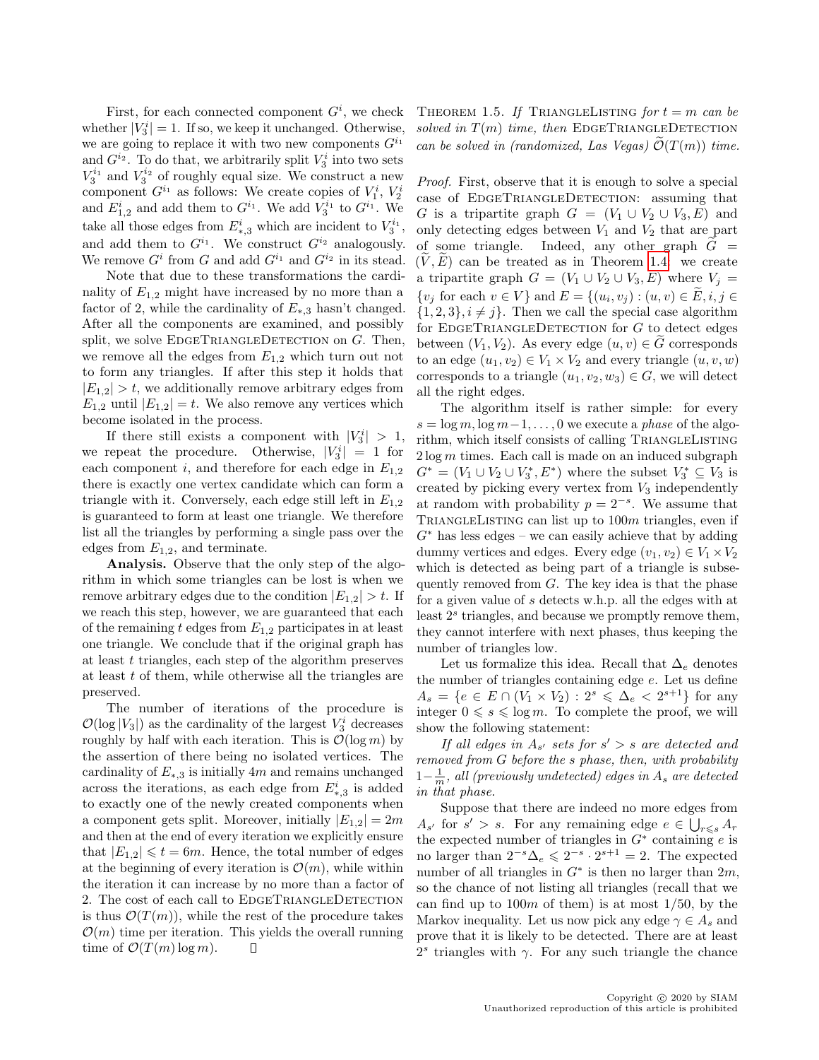First, for each connected component $G^i$, we check whether $|V_3^i| = 1$. If so, we keep it unchanged. Otherwise, we are going to replace it with two new components $G^{i_1}$ and $G^{i_2}$. To do that, we arbitrarily split $V_3^i$ into two sets $V_3^{i_1}$ and $V_3^{i_2}$ of roughly equal size. We construct a new component $G^{i_1}$ as follows: We create copies of $V_1^i$, $V_2^i$ and $E_{1,2}^i$ and add them to $G^{i_1}$. We add $V_3^{i_1}$ to $G^{i_1}$. We take all those edges from $E_{*,3}^i$ which are incident to $V_3^{i_1}$, and add them to $G^{i_1}$. We construct $G^{i_2}$ analogously. We remove $G^i$ from $G$ and add $G^{i_1}$ and $G^{i_2}$ in its stead.

Note that due to these transformations the cardinality of $E_{1,2}$ might have increased by no more than a factor of 2, while the cardinality of $E_{*,3}$ hasn't changed. After all the components are examined, and possibly split, we solve EdgeTriangleDetection on $G$. Then, we remove all the edges from $E_{1,2}$ which turn out not to form any triangles. If after this step it holds that $|E_{1,2}| > t$, we additionally remove arbitrary edges from $E_{1,2}$ until $|E_{1,2}| = t$. We also remove any vertices which become isolated in the process.

If there still exists a component with $|V_3^i| > 1$, we repeat the procedure. Otherwise, $|V_3^i| = 1$ for each component $i$, and therefore for each edge in $E_{1,2}$ there is exactly one vertex candidate which can form a triangle with it. Conversely, each edge still left in $E_{1,2}$ is guaranteed to form at least one triangle. We therefore list all the triangles by performing a single pass over the edges from $E_{1,2}$, and terminate.

**Analysis.** Observe that the only step of the algorithm in which some triangles can be lost is when we remove arbitrary edges due to the condition $|E_{1,2}| > t$. If we reach this step, however, we are guaranteed that each of the remaining $t$ edges from $E_{1,2}$ participates in at least one triangle. We conclude that if the original graph has at least $t$ triangles, each step of the algorithm preserves at least $t$ of them, while otherwise all the triangles are preserved.

The number of iterations of the procedure is $\mathcal{O}(\log |V_3|)$ as the cardinality of the largest $V_3^i$ decreases roughly by half with each iteration. This is $\mathcal{O}(\log m)$ by the assertion of there being no isolated vertices. The cardinality of $E_{*,3}$ is initially $4m$ and remains unchanged across the iterations, as each edge from $E_{*,3}^i$ is added to exactly one of the newly created components when a component gets split. Moreover, initially $|E_{1,2}| = 2m$ and then at the end of every iteration we explicitly ensure that $|E_{1,2}| \leqslant t = 6m$. Hence, the total number of edges at the beginning of every iteration is $\mathcal{O}(m)$, while within the iteration it can increase by no more than a factor of 2. The cost of each call to EdgeTriangleDetection is thus $\mathcal{O}(T(m))$, while the rest of the procedure takes $\mathcal{O}(m)$ time per iteration. This yields the overall running time of $\mathcal{O}(T(m) \log m)$. ◻

Theorem 1.5. *If* TriangleListing *for $t = m$ can be solved in $T(m)$ time, then* EdgeTriangleDetection *can be solved in (randomized, Las Vegas) $\widetilde{\mathcal{O}}(T(m))$ time.*

*Proof.* First, observe that it is enough to solve a special case of EdgeTriangleDetection: assuming that $G$ is a tripartite graph $G = (V_1 \cup V_2 \cup V_3, E)$ and only detecting edges between $V_1$ and $V_2$ that are part of some triangle. Indeed, any other graph $\widetilde{G} = (\widetilde{V}, \widetilde{E})$ can be treated as in Theorem 1.4: we create a tripartite graph $G = (V_1 \cup V_2 \cup V_3, E)$ where $V_j = \{v_j \text{ for each } v \in V\}$ and $E = \{(u_i, v_j) : (u, v) \in \widetilde{E}, i, j \in \{1, 2, 3\}, i \neq j\}$. Then we call the special case algorithm for EdgeTriangleDetection for $G$ to detect edges between $(V_1, V_2)$. As every edge $(u, v) \in \widetilde{G}$ corresponds to an edge $(u_1, v_2) \in V_1 \times V_2$ and every triangle $(u, v, w)$ corresponds to a triangle $(u_1, v_2, w_3) \in G$, we will detect all the right edges.

The algorithm itself is rather simple: for every $s = \log m, \log m - 1, \ldots, 0$ we execute a *phase* of the algorithm, which itself consists of calling TriangleListing $2 \log m$ times. Each call is made on an induced subgraph $G^* = (V_1 \cup V_2 \cup V_3^*, E^*)$ where the subset $V_3^* \subseteq V_3$ is created by picking every vertex from $V_3$ independently at random with probability $p = 2^{-s}$. We assume that TriangleListing can list up to $100m$ triangles, even if $G^*$ has less edges – we can easily achieve that by adding dummy vertices and edges. Every edge $(v_1, v_2) \in V_1 \times V_2$ which is detected as being part of a triangle is subsequently removed from $G$. The key idea is that the phase for a given value of $s$ detects w.h.p. all the edges with at least $2^s$ triangles, and because we promptly remove them, they cannot interfere with next phases, thus keeping the number of triangles low.

Let us formalize this idea. Recall that $\Delta_e$ denotes the number of triangles containing edge $e$. Let us define $A_s = \{e \in E \cap (V_1 \times V_2) : 2^s \leqslant \Delta_e < 2^{s+1}\}$ for any integer $0 \leqslant s \leqslant \log m$. To complete the proof, we will show the following statement:

*If all edges in $A_{s'}$ sets for $s' > s$ are detected and removed from $G$ before the $s$ phase, then, with probability $1 - \frac{1}{m}$, all (previously undetected) edges in $A_s$ are detected in that phase.*

Suppose that there are indeed no more edges from $A_{s'}$ for $s' > s$. For any remaining edge $e \in \bigcup_{r \leqslant s} A_r$ the expected number of triangles in $G^*$ containing $e$ is no larger than $2^{-s}\Delta_e \leqslant 2^{-s} \cdot 2^{s+1} = 2$. The expected number of all triangles in $G^*$ is then no larger than $2m$, so the chance of not listing all triangles (recall that we can find up to $100m$ of them) is at most $1/50$, by the Markov inequality. Let us now pick any edge $\gamma \in A_s$ and prove that it is likely to be detected. There are at least $2^s$ triangles with $\gamma$. For any such triangle the chance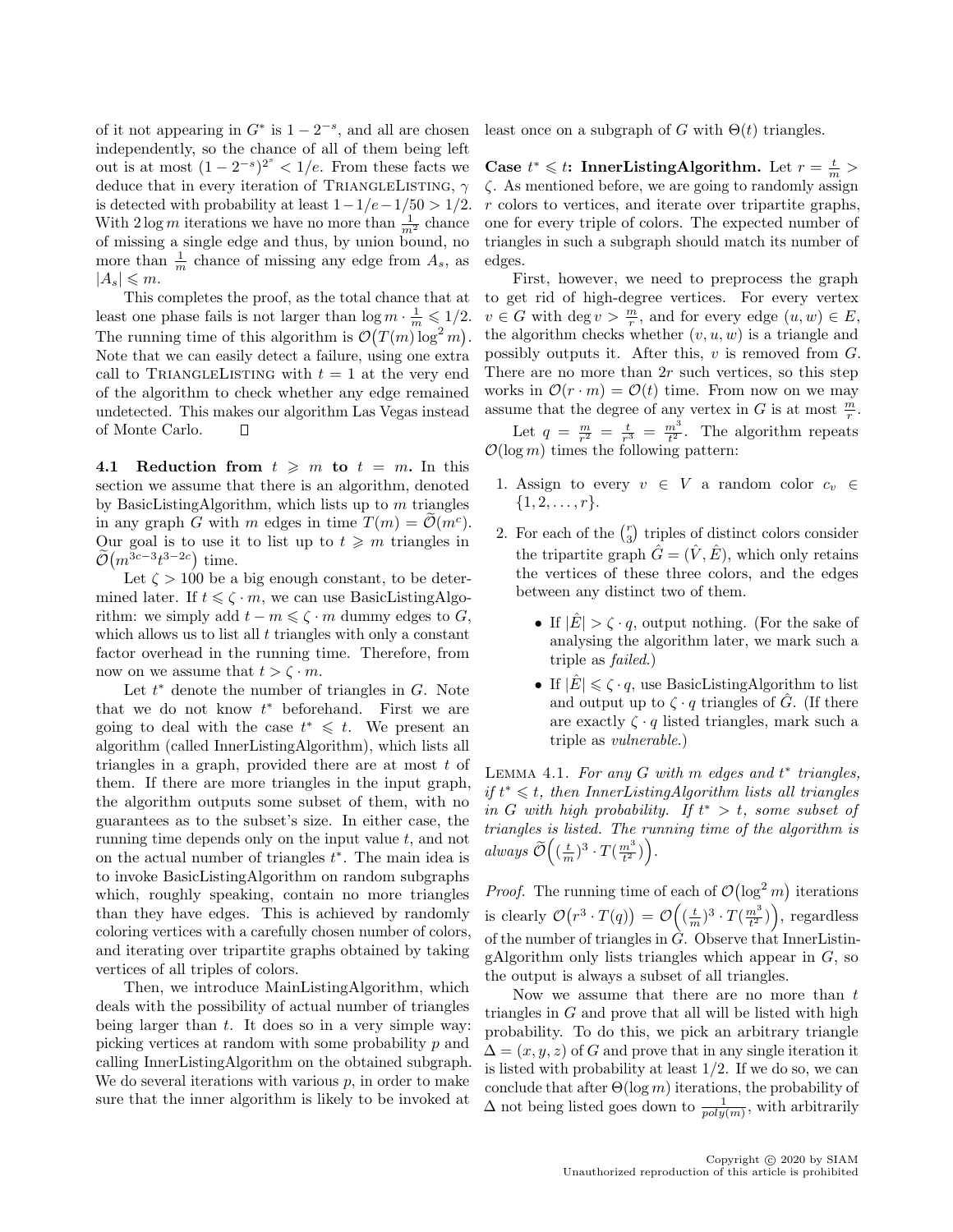of it not appearing in $G^*$ is $1 - 2^{-s}$, and all are chosen independently, so the chance of all of them being left out is at most $(1 - 2^{-s})^{2^s} < 1/e$. From these facts we deduce that in every iteration of TRIANGLELISTING, $\gamma$ is detected with probability at least $1 - 1/e - 1/50 > 1/2$. With $2 \log m$ iterations we have no more than $\frac{1}{m^2}$ chance of missing a single edge and thus, by union bound, no more than $\frac{1}{m}$ chance of missing any edge from $A_s$, as $|A_s| \leqslant m$.

This completes the proof, as the total chance that at least one phase fails is not larger than $\log m \cdot \frac{1}{m} \leqslant 1/2$. The running time of this algorithm is $\mathcal{O}(T(m) \log^2 m)$. Note that we can easily detect a failure, using one extra call to TRIANGLELISTING with $t = 1$ at the very end of the algorithm to check whether any edge remained undetected. This makes our algorithm Las Vegas instead of Monte Carlo. □

**4.1 Reduction from $t \geqslant m$ to $t = m$.** In this section we assume that there is an algorithm, denoted by BasicListingAlgorithm, which lists up to $m$ triangles in any graph $G$ with $m$ edges in time $T(m) = \widetilde{\mathcal{O}}(m^c)$. Our goal is to use it to list up to $t \geqslant m$ triangles in $\widetilde{\mathcal{O}}(m^{3c-3} t^{3-2c})$ time.

Let $\zeta > 100$ be a big enough constant, to be determined later. If $t \leqslant \zeta \cdot m$, we can use BasicListingAlgorithm: we simply add $t - m \leqslant \zeta \cdot m$ dummy edges to $G$, which allows us to list all $t$ triangles with only a constant factor overhead in the running time. Therefore, from now on we assume that $t > \zeta \cdot m$.

Let $t^*$ denote the number of triangles in $G$. Note that we do not know $t^*$ beforehand. First we are going to deal with the case $t^* \leqslant t$. We present an algorithm (called InnerListingAlgorithm), which lists all triangles in a graph, provided there are at most $t$ of them. If there are more triangles in the input graph, the algorithm outputs some subset of them, with no guarantees as to the subset's size. In either case, the running time depends only on the input value $t$, and not on the actual number of triangles $t^*$. The main idea is to invoke BasicListingAlgorithm on random subgraphs which, roughly speaking, contain no more triangles than they have edges. This is achieved by randomly coloring vertices with a carefully chosen number of colors, and iterating over tripartite graphs obtained by taking vertices of all triples of colors.

Then, we introduce MainListingAlgorithm, which deals with the possibility of actual number of triangles being larger than $t$. It does so in a very simple way: picking vertices at random with some probability $p$ and calling InnerListingAlgorithm on the obtained subgraph. We do several iterations with various $p$, in order to make sure that the inner algorithm is likely to be invoked at least once on a subgraph of $G$ with $\Theta(t)$ triangles.

**Case $t^* \leqslant t$: InnerListingAlgorithm.** Let $r = \frac{t}{m} > \zeta$. As mentioned before, we are going to randomly assign $r$ colors to vertices, and iterate over tripartite graphs, one for every triple of colors. The expected number of triangles in such a subgraph should match its number of edges.

First, however, we need to preprocess the graph to get rid of high-degree vertices. For every vertex $v \in G$ with $\deg v > \frac{m}{r}$, and for every edge $(u, w) \in E$, the algorithm checks whether $(v, u, w)$ is a triangle and possibly outputs it. After this, $v$ is removed from $G$. There are no more than $2r$ such vertices, so this step works in $\mathcal{O}(r \cdot m) = \mathcal{O}(t)$ time. From now on we may assume that the degree of any vertex in $G$ is at most $\frac{m}{r}$.

Let $q = \frac{m}{r^2} = \frac{t}{r^3} = \frac{m^3}{t^2}$. The algorithm repeats $\mathcal{O}(\log m)$ times the following pattern:

1. Assign to every $v \in V$ a random color $c_v \in \{1, 2, \ldots, r\}$.
2. For each of the $\binom{r}{3}$ triples of distinct colors consider the tripartite graph $\hat{G} = (\hat{V}, \hat{E})$, which only retains the vertices of these three colors, and the edges between any distinct two of them.
   - If $|\hat{E}| > \zeta \cdot q$, output nothing. (For the sake of analysing the algorithm later, we mark such a triple as *failed*.)
   - If $|\hat{E}| \leqslant \zeta \cdot q$, use BasicListingAlgorithm to list and output up to $\zeta \cdot q$ triangles of $\hat{G}$. (If there are exactly $\zeta \cdot q$ listed triangles, mark such a triple as *vulnerable*.)

LEMMA 4.1. *For any $G$ with $m$ edges and $t^*$ triangles, if $t^* \leqslant t$, then InnerListingAlgorithm lists all triangles in $G$ with high probability. If $t^* > t$, some subset of triangles is listed. The running time of the algorithm is always $\widetilde{\mathcal{O}}\left((\frac{t}{m})^3 \cdot T(\frac{m^3}{t^2})\right)$.*

*Proof.* The running time of each of $\mathcal{O}(\log^2 m)$ iterations is clearly $\mathcal{O}(r^3 \cdot T(q)) = \mathcal{O}\left((\frac{t}{m})^3 \cdot T(\frac{m^3}{t^2})\right)$, regardless of the number of triangles in $G$. Observe that InnerListingAlgorithm only lists triangles which appear in $G$, so the output is always a subset of all triangles.

Now we assume that there are no more than $t$ triangles in $G$ and prove that all will be listed with high probability. To do this, we pick an arbitrary triangle $\Delta = (x, y, z)$ of $G$ and prove that in any single iteration it is listed with probability at least $1/2$. If we do so, we can conclude that after $\Theta(\log m)$ iterations, the probability of $\Delta$ not being listed goes down to $\frac{1}{poly(m)}$, with arbitrarily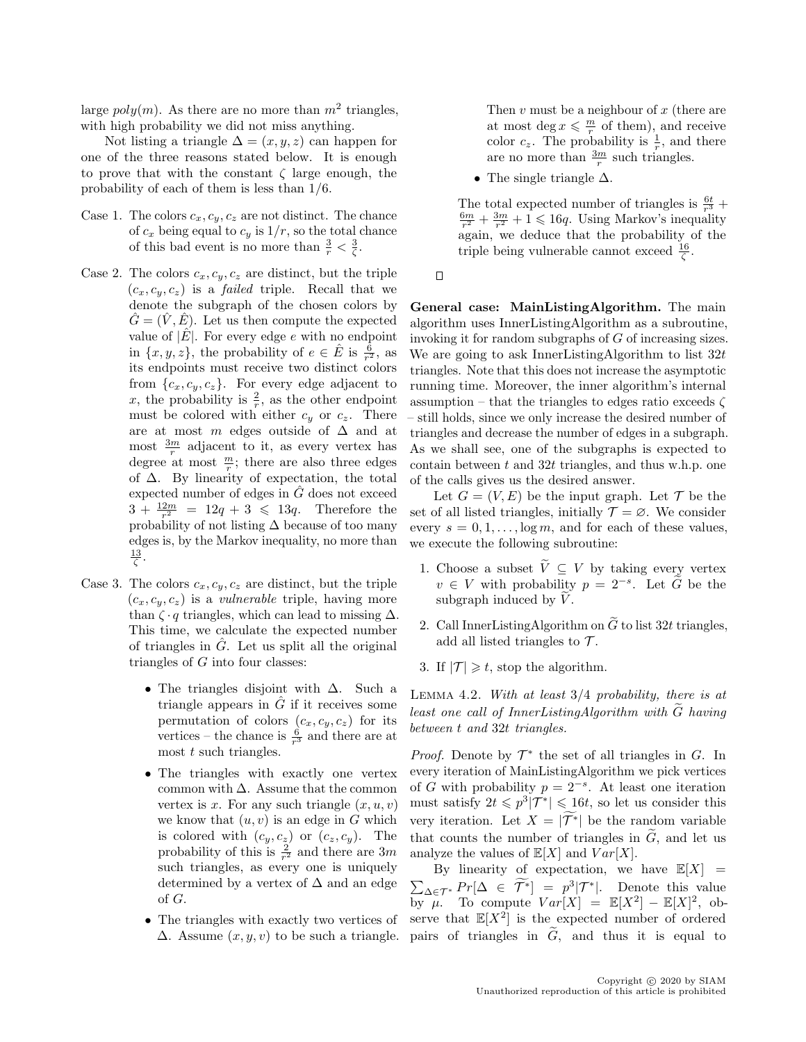large $poly(m)$. As there are no more than $m^2$ triangles, with high probability we did not miss anything.

Not listing a triangle $\Delta = (x, y, z)$ can happen for one of the three reasons stated below. It is enough to prove that with the constant $\zeta$ large enough, the probability of each of them is less than 1/6.

Case 1. The colors $c_x, c_y, c_z$ are not distinct. The chance of $c_x$ being equal to $c_y$ is $1/r$, so the total chance of this bad event is no more than $\frac{3}{r} < \frac{3}{\zeta}$.

Case 2. The colors $c_x, c_y, c_z$ are distinct, but the triple $(c_x, c_y, c_z)$ is a *failed* triple. Recall that we denote the subgraph of the chosen colors by $\hat{G} = (\hat{V}, \hat{E})$. Let us then compute the expected value of $|\hat{E}|$. For every edge $e$ with no endpoint in $\{x, y, z\}$, the probability of $e \in \hat{E}$ is $\frac{6}{r^2}$, as its endpoints must receive two distinct colors from $\{c_x, c_y, c_z\}$. For every edge adjacent to $x$, the probability is $\frac{2}{r}$, as the other endpoint must be colored with either $c_y$ or $c_z$. There are at most $m$ edges outside of $\Delta$ and at most $\frac{3m}{r}$ adjacent to it, as every vertex has degree at most $\frac{m}{r}$; there are also three edges of $\Delta$. By linearity of expectation, the total expected number of edges in $\hat{G}$ does not exceed $3 + \frac{12m}{r^2} = 12q + 3 \leqslant 13q$. Therefore the probability of not listing $\Delta$ because of too many edges is, by the Markov inequality, no more than $\frac{13}{\zeta}$.

Case 3. The colors $c_x, c_y, c_z$ are distinct, but the triple $(c_x, c_y, c_z)$ is a *vulnerable* triple, having more than $\zeta \cdot q$ triangles, which can lead to missing $\Delta$. This time, we calculate the expected number of triangles in $\hat{G}$. Let us split all the original triangles of $G$ into four classes:

- The triangles disjoint with $\Delta$. Such a triangle appears in $\hat{G}$ if it receives some permutation of colors $(c_x, c_y, c_z)$ for its vertices – the chance is $\frac{6}{r^3}$ and there are at most $t$ such triangles.
- The triangles with exactly one vertex common with $\Delta$. Assume that the common vertex is $x$. For any such triangle $(x, u, v)$ we know that $(u, v)$ is an edge in $G$ which is colored with $(c_y, c_z)$ or $(c_z, c_y)$. The probability of this is $\frac{2}{r^2}$ and there are $3m$ such triangles, as every one is uniquely determined by a vertex of $\Delta$ and an edge of $G$.
- The triangles with exactly two vertices of $\Delta$. Assume $(x, y, v)$ to be such a triangle. Then $v$ must be a neighbour of $x$ (there are at most $\deg x \leqslant \frac{m}{r}$ of them), and receive color $c_z$. The probability is $\frac{1}{r}$, and there are no more than $\frac{3m}{r}$ such triangles.
- The single triangle $\Delta$.

The total expected number of triangles is $\frac{6t}{r^3} + \frac{6m}{r^2} + \frac{3m}{r^2} + 1 \leqslant 16q$. Using Markov's inequality again, we deduce that the probability of the triple being vulnerable cannot exceed $\frac{16}{\zeta}$.

□

**General case: MainListingAlgorithm.** The main algorithm uses InnerListingAlgorithm as a subroutine, invoking it for random subgraphs of $G$ of increasing sizes. We are going to ask InnerListingAlgorithm to list $32t$ triangles. Note that this does not increase the asymptotic running time. Moreover, the inner algorithm's internal assumption – that the triangles to edges ratio exceeds $\zeta$ – still holds, since we only increase the desired number of triangles and decrease the number of edges in a subgraph. As we shall see, one of the subgraphs is expected to contain between $t$ and $32t$ triangles, and thus w.h.p. one of the calls gives us the desired answer.

Let $G = (V, E)$ be the input graph. Let $\mathcal{T}$ be the set of all listed triangles, initially $\mathcal{T} = \varnothing$. We consider every $s = 0, 1, \ldots, \log m$, and for each of these values, we execute the following subroutine:

1. Choose a subset $\widetilde{V} \subseteq V$ by taking every vertex $v \in V$ with probability $p = 2^{-s}$. Let $\widetilde{G}$ be the subgraph induced by $\widetilde{V}$.
2. Call InnerListingAlgorithm on $\widetilde{G}$ to list $32t$ triangles, add all listed triangles to $\mathcal{T}$.
3. If $|\mathcal{T}| \geqslant t$, stop the algorithm.

Lemma 4.2. *With at least 3/4 probability, there is at least one call of InnerListingAlgorithm with $\widetilde{G}$ having between $t$ and $32t$ triangles.*

*Proof.* Denote by $\mathcal{T}^*$ the set of all triangles in $G$. In every iteration of MainListingAlgorithm we pick vertices of $G$ with probability $p = 2^{-s}$. At least one iteration must satisfy $2t \leqslant p^3|\mathcal{T}^*| \leqslant 16t$, so let us consider this very iteration. Let $X = |\widetilde{\mathcal{T}^*}|$ be the random variable that counts the number of triangles in $\widetilde{G}$, and let us analyze the values of $\mathbb{E}[X]$ and $Var[X]$.

By linearity of expectation, we have $\mathbb{E}[X] = \sum_{\Delta \in \mathcal{T}^*} Pr[\Delta \in \widetilde{\mathcal{T}^*}] = p^3|\mathcal{T}^*|$. Denote this value by $\mu$. To compute $Var[X] = \mathbb{E}[X^2] - \mathbb{E}[X]^2$, observe that $\mathbb{E}[X^2]$ is the expected number of ordered pairs of triangles in $\widetilde{G}$, and thus it is equal to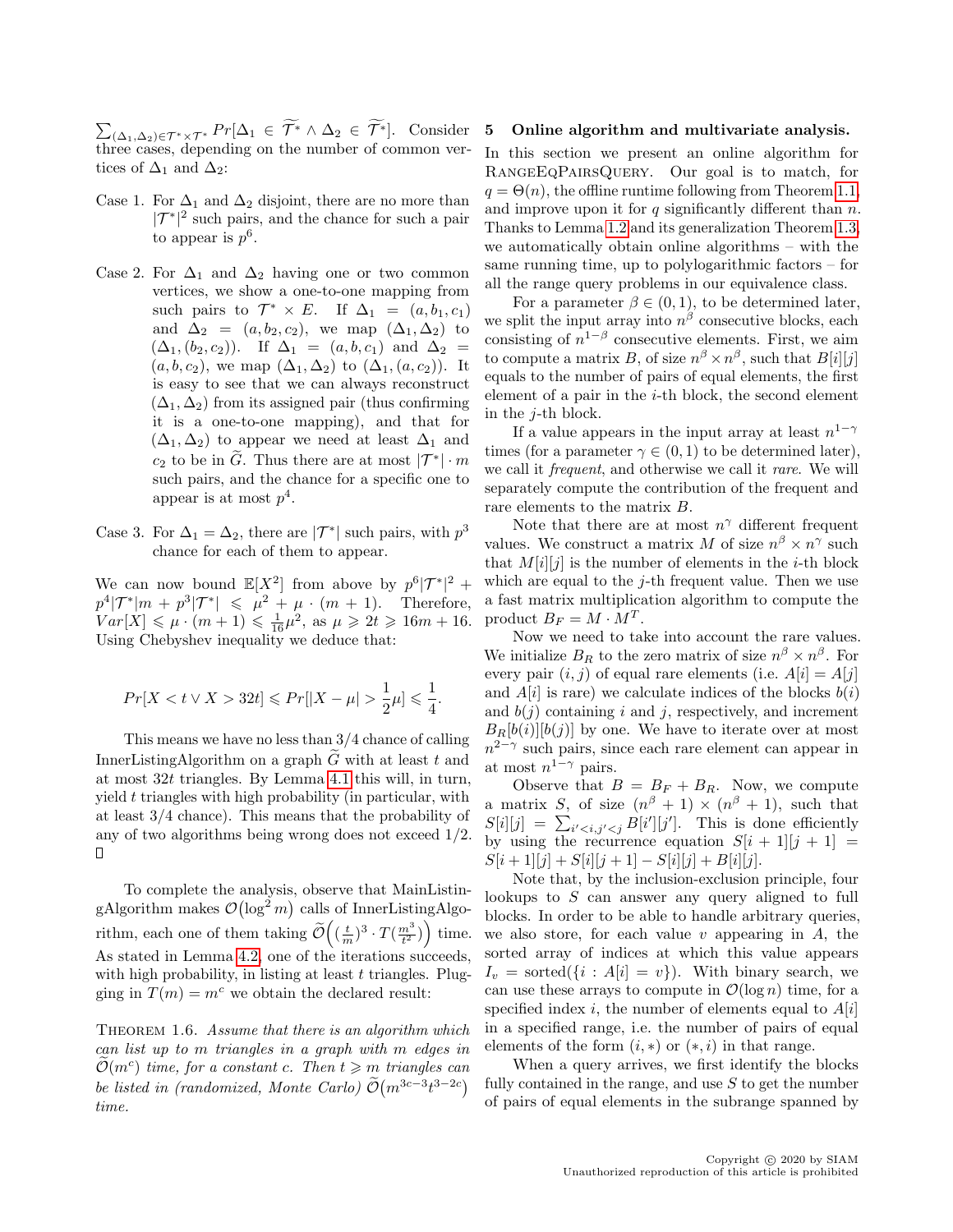$\sum_{(\Delta_1,\Delta_2)\in\mathcal{T}^*\times\mathcal{T}^*} Pr[\Delta_1 \in \widetilde{\mathcal{T}^*} \wedge \Delta_2 \in \widetilde{\mathcal{T}^*}]$. Consider three cases, depending on the number of common vertices of $\Delta_1$ and $\Delta_2$:

Case 1. For $\Delta_1$ and $\Delta_2$ disjoint, there are no more than $|\mathcal{T}^*|^2$ such pairs, and the chance for such a pair to appear is $p^6$.

Case 2. For $\Delta_1$ and $\Delta_2$ having one or two common vertices, we show a one-to-one mapping from such pairs to $\mathcal{T}^* \times E$. If $\Delta_1 = (a, b_1, c_1)$ and $\Delta_2 = (a, b_2, c_2)$, we map $(\Delta_1, \Delta_2)$ to $(\Delta_1, (b_2, c_2))$. If $\Delta_1 = (a, b, c_1)$ and $\Delta_2 = (a, b, c_2)$, we map $(\Delta_1, \Delta_2)$ to $(\Delta_1, (a, c_2))$. It is easy to see that we can always reconstruct $(\Delta_1, \Delta_2)$ from its assigned pair (thus confirming it is a one-to-one mapping), and that for $(\Delta_1, \Delta_2)$ to appear we need at least $\Delta_1$ and $c_2$ to be in $\widetilde{G}$. Thus there are at most $|\mathcal{T}^*| \cdot m$ such pairs, and the chance for a specific one to appear is at most $p^4$.

Case 3. For $\Delta_1 = \Delta_2$, there are $|\mathcal{T}^*|$ such pairs, with $p^3$ chance for each of them to appear.

We can now bound $\mathbb{E}[X^2]$ from above by $p^6|\mathcal{T}^*|^2 + p^4|\mathcal{T}^*|m + p^3|\mathcal{T}^*| \leqslant \mu^2 + \mu \cdot (m+1)$. Therefore, $Var[X] \leqslant \mu \cdot (m+1) \leqslant \frac{1}{16}\mu^2$, as $\mu \geqslant 2t \geqslant 16m + 16$. Using Chebyshev inequality we deduce that:

$$Pr[X < t \vee X > 32t] \leqslant Pr[|X - \mu| > \frac{1}{2}\mu] \leqslant \frac{1}{4}.$$

This means we have no less than $3/4$ chance of calling InnerListingAlgorithm on a graph $\widetilde{G}$ with at least $t$ and at most $32t$ triangles. By Lemma 4.1 this will, in turn, yield $t$ triangles with high probability (in particular, with at least $3/4$ chance). This means that the probability of any of two algorithms being wrong does not exceed $1/2$. $\square$

To complete the analysis, observe that MainListingAlgorithm makes $\mathcal{O}(\log^2 m)$ calls of InnerListingAlgorithm, each one of them taking $\widetilde{\mathcal{O}}\Big((\frac{t}{m})^3 \cdot T(\frac{m^3}{t^2})\Big)$ time. As stated in Lemma 4.2, one of the iterations succeeds, with high probability, in listing at least $t$ triangles. Plugging in $T(m) = m^c$ we obtain the declared result:

THEOREM 1.6. *Assume that there is an algorithm which can list up to $m$ triangles in a graph with $m$ edges in $\widetilde{\mathcal{O}}(m^c)$ time, for a constant $c$. Then $t \geqslant m$ triangles can be listed in (randomized, Monte Carlo) $\widetilde{\mathcal{O}}(m^{3c-3}t^{3-2c})$ time.*

## 5 Online algorithm and multivariate analysis.

In this section we present an online algorithm for RangeEqPairsQuery. Our goal is to match, for $q = \Theta(n)$, the offline runtime following from Theorem 1.1, and improve upon it for $q$ significantly different than $n$. Thanks to Lemma 1.2 and its generalization Theorem 1.3, we automatically obtain online algorithms – with the same running time, up to polylogarithmic factors – for all the range query problems in our equivalence class.

For a parameter $\beta \in (0, 1)$, to be determined later, we split the input array into $n^\beta$ consecutive blocks, each consisting of $n^{1-\beta}$ consecutive elements. First, we aim to compute a matrix $B$, of size $n^\beta \times n^\beta$, such that $B[i][j]$ equals to the number of pairs of equal elements, the first element of a pair in the $i$-th block, the second element in the $j$-th block.

If a value appears in the input array at least $n^{1-\gamma}$ times (for a parameter $\gamma \in (0, 1)$ to be determined later), we call it *frequent*, and otherwise we call it *rare*. We will separately compute the contribution of the frequent and rare elements to the matrix $B$.

Note that there are at most $n^\gamma$ different frequent values. We construct a matrix $M$ of size $n^\beta \times n^\gamma$ such that $M[i][j]$ is the number of elements in the $i$-th block which are equal to the $j$-th frequent value. Then we use a fast matrix multiplication algorithm to compute the product $B_F = M \cdot M^T$.

Now we need to take into account the rare values. We initialize $B_R$ to the zero matrix of size $n^\beta \times n^\beta$. For every pair $(i, j)$ of equal rare elements (i.e. $A[i] = A[j]$ and $A[i]$ is rare) we calculate indices of the blocks $b(i)$ and $b(j)$ containing $i$ and $j$, respectively, and increment $B_R[b(i)][b(j)]$ by one. We have to iterate over at most $n^{2-\gamma}$ such pairs, since each rare element can appear in at most $n^{1-\gamma}$ pairs.

Observe that $B = B_F + B_R$. Now, we compute a matrix $S$, of size $(n^\beta + 1) \times (n^\beta + 1)$, such that $S[i][j] = \sum_{i'<i, j'<j} B[i'][j']$. This is done efficiently by using the recurrence equation $S[i+1][j+1] = S[i+1][j] + S[i][j+1] - S[i][j] + B[i][j]$.

Note that, by the inclusion-exclusion principle, four lookups to $S$ can answer any query aligned to full blocks. In order to be able to handle arbitrary queries, we also store, for each value $v$ appearing in $A$, the sorted array of indices at which this value appears $I_v = \text{sorted}(\{i : A[i] = v\})$. With binary search, we can use these arrays to compute in $\mathcal{O}(\log n)$ time, for a specified index $i$, the number of elements equal to $A[i]$ in a specified range, i.e. the number of pairs of equal elements of the form $(i, *)$ or $(*, i)$ in that range.

When a query arrives, we first identify the blocks fully contained in the range, and use $S$ to get the number of pairs of equal elements in the subrange spanned by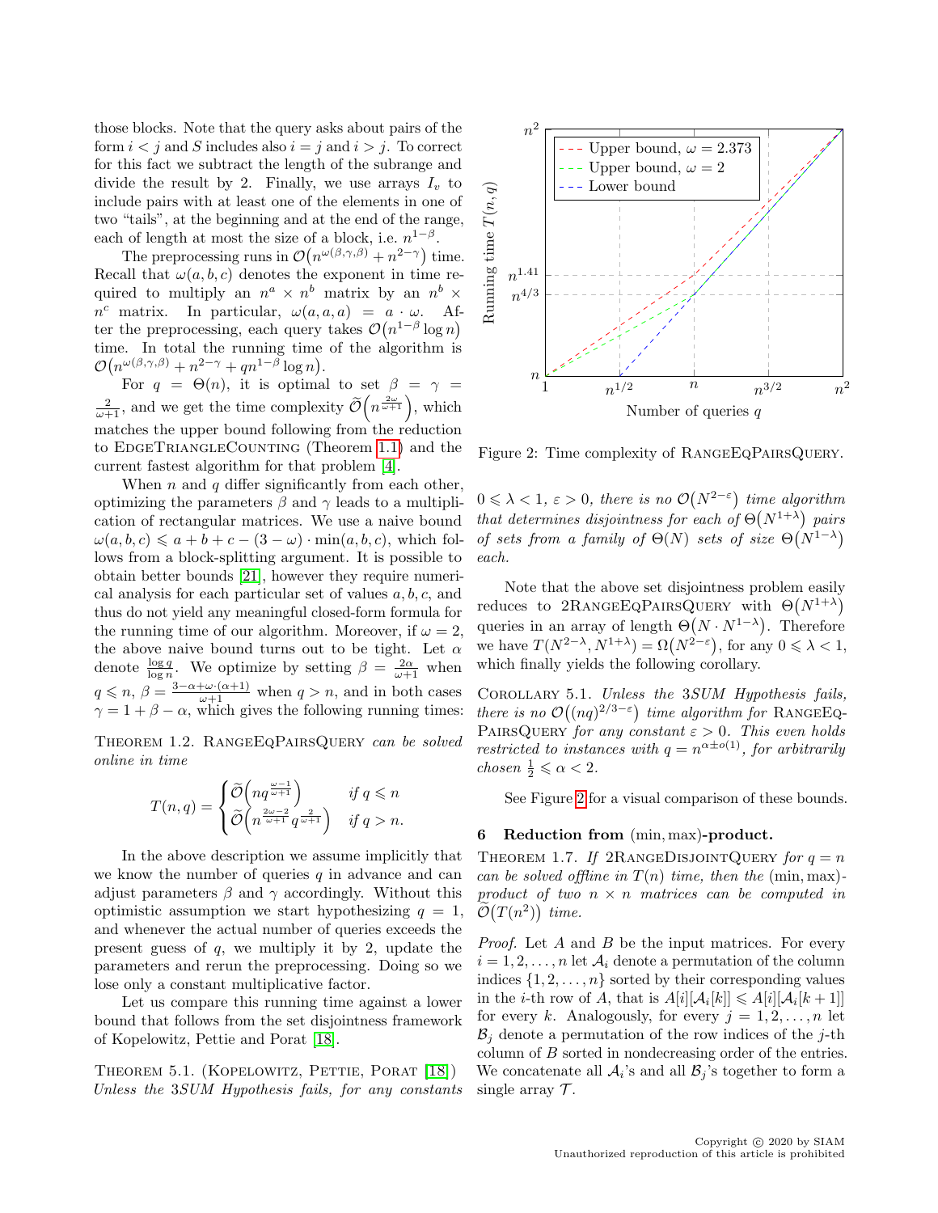those blocks. Note that the query asks about pairs of the form $i < j$ and $S$ includes also $i = j$ and $i > j$. To correct for this fact we subtract the length of the subrange and divide the result by 2. Finally, we use arrays $I_v$ to include pairs with at least one of the elements in one of two "tails", at the beginning and at the end of the range, each of length at most the size of a block, i.e. $n^{1-\beta}$.

The preprocessing runs in $\mathcal{O}\big(n^{\omega(\beta,\gamma,\beta)} + n^{2-\gamma}\big)$ time. Recall that $\omega(a, b, c)$ denotes the exponent in time required to multiply an $n^a \times n^b$ matrix by an $n^b \times n^c$ matrix. In particular, $\omega(a, a, a) = a \cdot \omega$. After the preprocessing, each query takes $\mathcal{O}\big(n^{1-\beta} \log n\big)$ time. In total the running time of the algorithm is $\mathcal{O}\big(n^{\omega(\beta,\gamma,\beta)} + n^{2-\gamma} + qn^{1-\beta} \log n\big)$.

For $q = \Theta(n)$, it is optimal to set $\beta = \gamma = \frac{2}{\omega+1}$, and we get the time complexity $\widetilde{\mathcal{O}}\Big(n^{\frac{2\omega}{\omega+1}}\Big)$, which matches the upper bound following from the reduction to EdgeTriangleCounting (Theorem 1.1) and the current fastest algorithm for that problem [4].

When $n$ and $q$ differ significantly from each other, optimizing the parameters $\beta$ and $\gamma$ leads to a multiplication of rectangular matrices. We use a naive bound $\omega(a, b, c) \leqslant a + b + c - (3 - \omega) \cdot \min(a, b, c)$, which follows from a block-splitting argument. It is possible to obtain better bounds [21], however they require numerical analysis for each particular set of values $a, b, c$, and thus do not yield any meaningful closed-form formula for the running time of our algorithm. Moreover, if $\omega = 2$, the above naive bound turns out to be tight. Let $\alpha$ denote $\frac{\log q}{\log n}$. We optimize by setting $\beta = \frac{2\alpha}{\omega+1}$ when $q \leqslant n$, $\beta = \frac{3-\alpha+\omega\cdot(\alpha+1)}{\omega+1}$ when $q > n$, and in both cases $\gamma = 1 + \beta - \alpha$, which gives the following running times:

Theorem 1.2. RangeEqPairsQuery *can be solved online in time*

$$T(n, q) = \begin{cases} \widetilde{\mathcal{O}}\Big(nq^{\frac{\omega-1}{\omega+1}}\Big) & \text{if } q \leqslant n \\ \widetilde{\mathcal{O}}\Big(n^{\frac{2\omega-2}{\omega+1}} q^{\frac{2}{\omega+1}}\Big) & \text{if } q > n. \end{cases}$$

In the above description we assume implicitly that we know the number of queries $q$ in advance and can adjust parameters $\beta$ and $\gamma$ accordingly. Without this optimistic assumption we start hypothesizing $q = 1$, and whenever the actual number of queries exceeds the present guess of $q$, we multiply it by 2, update the parameters and rerun the preprocessing. Doing so we lose only a constant multiplicative factor.

Let us compare this running time against a lower bound that follows from the set disjointness framework of Kopelowitz, Pettie and Porat [18].

Theorem 5.1. (Kopelowitz, Pettie, Porat [18]) *Unless the 3SUM Hypothesis fails, for any constants $0 \leqslant \lambda < 1$, $\varepsilon > 0$, there is no $\mathcal{O}\big(N^{2-\varepsilon}\big)$ time algorithm that determines disjointness for each of $\Theta\big(N^{1+\lambda}\big)$ pairs of sets from a family of $\Theta(N)$ sets of size $\Theta\big(N^{1-\lambda}\big)$ each.*

Note that the above set disjointness problem easily reduces to 2RangeEqPairsQuery with $\Theta\big(N^{1+\lambda}\big)$ queries in an array of length $\Theta\big(N \cdot N^{1-\lambda}\big)$. Therefore we have $T(N^{2-\lambda}, N^{1+\lambda}) = \Omega\big(N^{2-\varepsilon}\big)$, for any $0 \leqslant \lambda < 1$, which finally yields the following corollary.

Corollary 5.1. *Unless the 3SUM Hypothesis fails, there is no $\mathcal{O}\big((nq)^{2/3-\varepsilon}\big)$ time algorithm for* RangeEqPairsQuery *for any constant $\varepsilon > 0$. This even holds restricted to instances with $q = n^{\alpha \pm o(1)}$, for arbitrarily chosen $\frac{1}{2} \leqslant \alpha < 2$.*

See Figure 2 for a visual comparison of these bounds.

Figure 2: Time complexity of RangeEqPairsQuery.

## 6 Reduction from $(\min, \max)$-product.

Theorem 1.7. *If* 2RangeDisjointQuery *for $q = n$ can be solved offline in $T(n)$ time, then the $(\min, \max)$-product of two $n \times n$ matrices can be computed in $\widetilde{\mathcal{O}}\big(T(n^2)\big)$ time.*

*Proof.* Let $A$ and $B$ be the input matrices. For every $i = 1, 2, \ldots, n$ let $\mathcal{A}_i$ denote a permutation of the column indices $\{1, 2, \ldots, n\}$ sorted by their corresponding values in the $i$-th row of $A$, that is $A[i][\mathcal{A}_i[k]] \leqslant A[i][\mathcal{A}_i[k+1]]$ for every $k$. Analogously, for every $j = 1, 2, \ldots, n$ let $\mathcal{B}_j$ denote a permutation of the row indices of the $j$-th column of $B$ sorted in nondecreasing order of the entries. We concatenate all $\mathcal{A}_i$'s and all $\mathcal{B}_j$'s together to form a single array $\mathcal{T}$.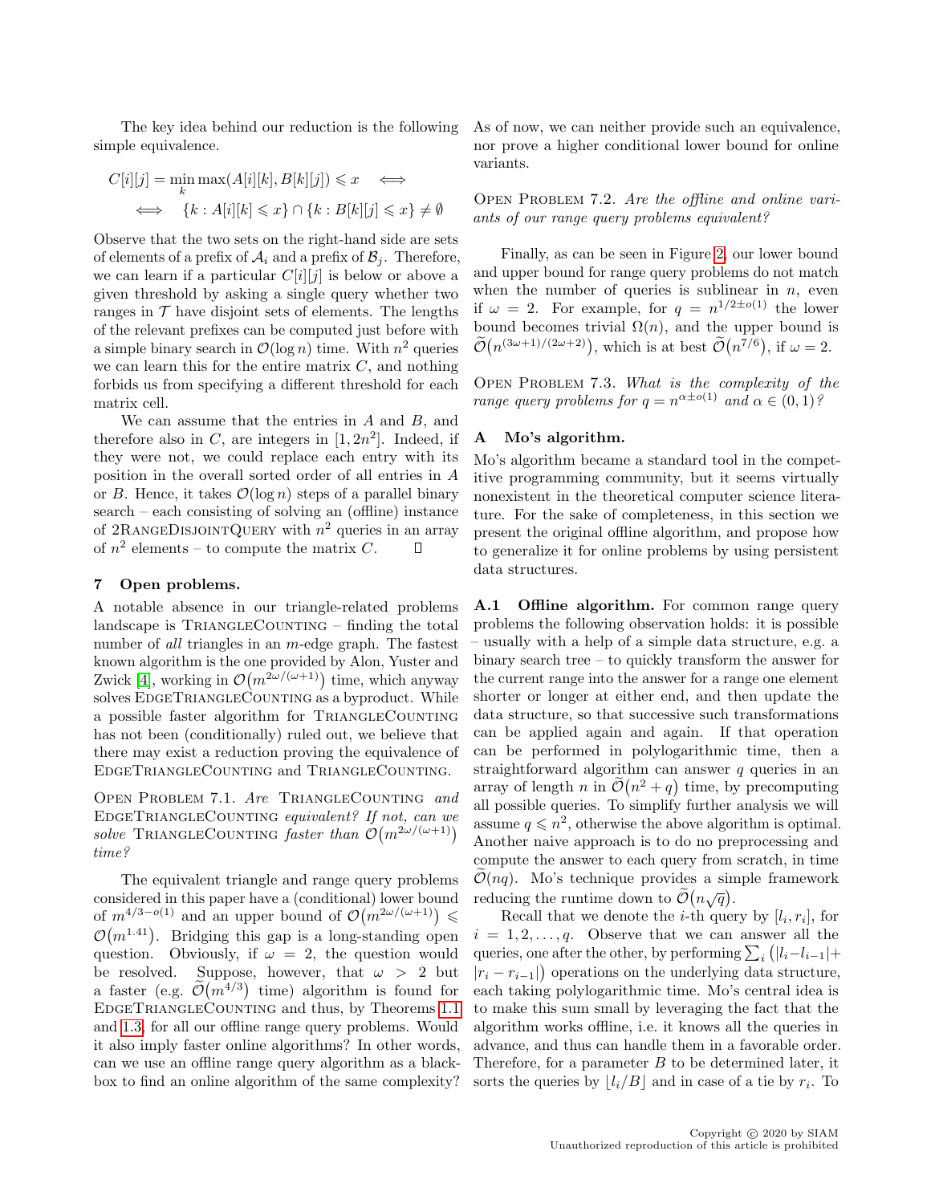The key idea behind our reduction is the following simple equivalence.

$$C[i][j] = \min_k \max(A[i][k], B[k][j]) \leqslant x \iff$$
$$\iff \{k : A[i][k] \leqslant x\} \cap \{k : B[k][j] \leqslant x\} \neq \emptyset$$

Observe that the two sets on the right-hand side are sets of elements of a prefix of $\mathcal{A}_i$ and a prefix of $\mathcal{B}_j$. Therefore, we can learn if a particular $C[i][j]$ is below or above a given threshold by asking a single query whether two ranges in $\mathcal{T}$ have disjoint sets of elements. The lengths of the relevant prefixes can be computed just before with a simple binary search in $\mathcal{O}(\log n)$ time. With $n^2$ queries we can learn this for the entire matrix $C$, and nothing forbids us from specifying a different threshold for each matrix cell.

We can assume that the entries in $A$ and $B$, and therefore also in $C$, are integers in $[1, 2n^2]$. Indeed, if they were not, we could replace each entry with its position in the overall sorted order of all entries in $A$ or $B$. Hence, it takes $\mathcal{O}(\log n)$ steps of a parallel binary search – each consisting of solving an (offline) instance of 2RangeDisjointQuery with $n^2$ queries in an array of $n^2$ elements – to compute the matrix $C$. ☐

## 7 Open problems.

A notable absence in our triangle-related problems landscape is TriangleCounting – finding the total number of *all* triangles in an $m$-edge graph. The fastest known algorithm is the one provided by Alon, Yuster and Zwick [4], working in $\mathcal{O}(m^{2\omega/(\omega+1)})$ time, which anyway solves EdgeTriangleCounting as a byproduct. While a possible faster algorithm for TriangleCounting has not been (conditionally) ruled out, we believe that there may exist a reduction proving the equivalence of EdgeTriangleCounting and TriangleCounting.

Open Problem 7.1. *Are* TriangleCounting *and* EdgeTriangleCounting *equivalent? If not, can we solve* TriangleCounting *faster than* $\mathcal{O}(m^{2\omega/(\omega+1)})$ *time?*

The equivalent triangle and range query problems considered in this paper have a (conditional) lower bound of $m^{4/3-o(1)}$ and an upper bound of $\mathcal{O}(m^{2\omega/(\omega+1)}) \leqslant \mathcal{O}(m^{1.41})$. Bridging this gap is a long-standing open question. Obviously, if $\omega = 2$, the question would be resolved. Suppose, however, that $\omega > 2$ but a faster (e.g. $\widetilde{\mathcal{O}}(m^{4/3})$ time) algorithm is found for EdgeTriangleCounting and thus, by Theorems 1.1 and 1.3, for all our offline range query problems. Would it also imply faster online algorithms? In other words, can we use an offline range query algorithm as a black-box to find an online algorithm of the same complexity? As of now, we can neither provide such an equivalence, nor prove a higher conditional lower bound for online variants.

Open Problem 7.2. *Are the offline and online variants of our range query problems equivalent?*

Finally, as can be seen in Figure 2, our lower bound and upper bound for range query problems do not match when the number of queries is sublinear in $n$, even if $\omega = 2$. For example, for $q = n^{1/2\pm o(1)}$ the lower bound becomes trivial $\Omega(n)$, and the upper bound is $\widetilde{\mathcal{O}}(n^{(3\omega+1)/(2\omega+2)})$, which is at best $\widetilde{\mathcal{O}}(n^{7/6})$, if $\omega = 2$.

Open Problem 7.3. *What is the complexity of the range query problems for* $q = n^{\alpha\pm o(1)}$ *and* $\alpha \in (0, 1)$*?*

## A Mo's algorithm.

Mo's algorithm became a standard tool in the competitive programming community, but it seems virtually nonexistent in the theoretical computer science literature. For the sake of completeness, in this section we present the original offline algorithm, and propose how to generalize it for online problems by using persistent data structures.

**A.1 Offline algorithm.** For common range query problems the following observation holds: it is possible – usually with a help of a simple data structure, e.g. a binary search tree – to quickly transform the answer for the current range into the answer for a range one element shorter or longer at either end, and then update the data structure, so that successive such transformations can be applied again and again. If that operation can be performed in polylogarithmic time, then a straightforward algorithm can answer $q$ queries in an array of length $n$ in $\widetilde{\mathcal{O}}(n^2 + q)$ time, by precomputing all possible queries. To simplify further analysis we will assume $q \leqslant n^2$, otherwise the above algorithm is optimal. Another naive approach is to do no preprocessing and compute the answer to each query from scratch, in time $\widetilde{\mathcal{O}}(nq)$. Mo's technique provides a simple framework reducing the runtime down to $\widetilde{\mathcal{O}}(n\sqrt{q})$.

Recall that we denote the $i$-th query by $[l_i, r_i]$, for $i = 1, 2, \ldots, q$. Observe that we can answer all the queries, one after the other, by performing $\sum_i (|l_i - l_{i-1}| + |r_i - r_{i-1}|)$ operations on the underlying data structure, each taking polylogarithmic time. Mo's central idea is to make this sum small by leveraging the fact that the algorithm works offline, i.e. it knows all the queries in advance, and thus can handle them in a favorable order. Therefore, for a parameter $B$ to be determined later, it sorts the queries by $\lfloor l_i/B \rfloor$ and in case of a tie by $r_i$. To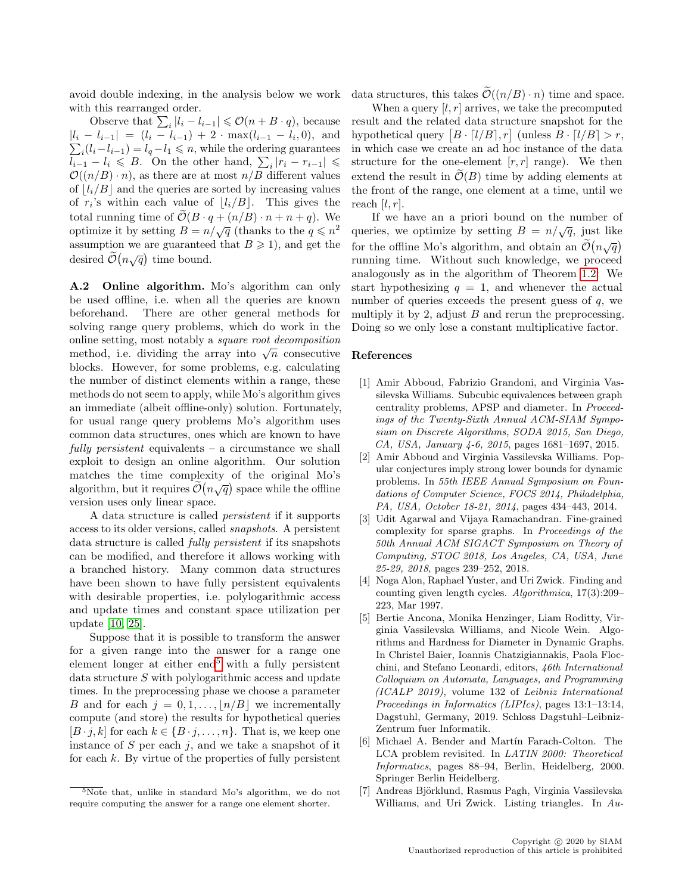avoid double indexing, in the analysis below we work with this rearranged order.

Observe that $\sum_i |l_i - l_{i-1}| \leqslant \mathcal{O}(n + B \cdot q)$, because $|l_i - l_{i-1}| = (l_i - l_{i-1}) + 2 \cdot \max(l_{i-1} - l_i, 0)$, and $\sum_i (l_i - l_{i-1}) = l_q - l_1 \leqslant n$, while the ordering guarantees $l_{i-1} - l_i \leqslant B$. On the other hand, $\sum_i |r_i - r_{i-1}| \leqslant \mathcal{O}((n/B) \cdot n)$, as there are at most $n/B$ different values of $\lfloor l_i/B \rfloor$ and the queries are sorted by increasing values of $r_i$'s within each value of $\lfloor l_i/B \rfloor$. This gives the total running time of $\widetilde{\mathcal{O}}(B \cdot q + (n/B) \cdot n + n + q)$. We optimize it by setting $B = n/\sqrt{q}$ (thanks to the $q \leqslant n^2$ assumption we are guaranteed that $B \geqslant 1$), and get the desired $\widetilde{\mathcal{O}}(n\sqrt{q})$ time bound.

**A.2 Online algorithm.** Mo's algorithm can only be used offline, i.e. when all the queries are known beforehand. There are other general methods for solving range query problems, which do work in the online setting, most notably a *square root decomposition* method, i.e. dividing the array into $\sqrt{n}$ consecutive blocks. However, for some problems, e.g. calculating the number of distinct elements within a range, these methods do not seem to apply, while Mo's algorithm gives an immediate (albeit offline-only) solution. Fortunately, for usual range query problems Mo's algorithm uses common data structures, ones which are known to have *fully persistent* equivalents – a circumstance we shall exploit to design an online algorithm. Our solution matches the time complexity of the original Mo's algorithm, but it requires $\widetilde{\mathcal{O}}(n\sqrt{q})$ space while the offline version uses only linear space.

A data structure is called *persistent* if it supports access to its older versions, called *snapshots*. A persistent data structure is called *fully persistent* if its snapshots can be modified, and therefore it allows working with a branched history. Many common data structures have been shown to have fully persistent equivalents with desirable properties, i.e. polylogarithmic access and update times and constant space utilization per update [10, 25].

Suppose that it is possible to transform the answer for a given range into the answer for a range one element longer at either end[5] with a fully persistent data structure $S$ with polylogarithmic access and update times. In the preprocessing phase we choose a parameter $B$ and for each $j = 0, 1, \ldots, \lfloor n/B \rfloor$ we incrementally compute (and store) the results for hypothetical queries $[B \cdot j, k]$ for each $k \in \{B \cdot j, \ldots, n\}$. That is, we keep one instance of $S$ per each $j$, and we take a snapshot of it for each $k$. By virtue of the properties of fully persistent data structures, this takes $\widetilde{\mathcal{O}}((n/B) \cdot n)$ time and space.

When a query $[l, r]$ arrives, we take the precomputed result and the related data structure snapshot for the hypothetical query $[B \cdot \lceil l/B \rceil, r]$ (unless $B \cdot \lceil l/B \rceil > r$, in which case we create an ad hoc instance of the data structure for the one-element $[r, r]$ range). We then extend the result in $\widetilde{\mathcal{O}}(B)$ time by adding elements at the front of the range, one element at a time, until we reach $[l, r]$.

If we have an a priori bound on the number of queries, we optimize by setting $B = n/\sqrt{q}$, just like for the offline Mo's algorithm, and obtain an $\widetilde{\mathcal{O}}(n\sqrt{q})$ running time. Without such knowledge, we proceed analogously as in the algorithm of Theorem 1.2. We start hypothesizing $q = 1$, and whenever the actual number of queries exceeds the present guess of $q$, we multiply it by 2, adjust $B$ and rerun the preprocessing. Doing so we only lose a constant multiplicative factor.

[5] Note that, unlike in standard Mo's algorithm, we do not require computing the answer for a range one element shorter.

## References

[1] Amir Abboud, Fabrizio Grandoni, and Virginia Vassilevska Williams. Subcubic equivalences between graph centrality problems, APSP and diameter. In *Proceedings of the Twenty-Sixth Annual ACM-SIAM Symposium on Discrete Algorithms, SODA 2015, San Diego, CA, USA, January 4-6, 2015*, pages 1681–1697, 2015.

[2] Amir Abboud and Virginia Vassilevska Williams. Popular conjectures imply strong lower bounds for dynamic problems. In *55th IEEE Annual Symposium on Foundations of Computer Science, FOCS 2014, Philadelphia, PA, USA, October 18-21, 2014*, pages 434–443, 2014.

[3] Udit Agarwal and Vijaya Ramachandran. Fine-grained complexity for sparse graphs. In *Proceedings of the 50th Annual ACM SIGACT Symposium on Theory of Computing, STOC 2018, Los Angeles, CA, USA, June 25-29, 2018*, pages 239–252, 2018.

[4] Noga Alon, Raphael Yuster, and Uri Zwick. Finding and counting given length cycles. *Algorithmica*, 17(3):209–223, Mar 1997.

[5] Bertie Ancona, Monika Henzinger, Liam Roditty, Virginia Vassilevska Williams, and Nicole Wein. Algorithms and Hardness for Diameter in Dynamic Graphs. In Christel Baier, Ioannis Chatzigiannakis, Paola Flocchini, and Stefano Leonardi, editors, *46th International Colloquium on Automata, Languages, and Programming (ICALP 2019)*, volume 132 of *Leibniz International Proceedings in Informatics (LIPIcs)*, pages 13:1–13:14, Dagstuhl, Germany, 2019. Schloss Dagstuhl–Leibniz-Zentrum fuer Informatik.

[6] Michael A. Bender and Martín Farach-Colton. The LCA problem revisited. In *LATIN 2000: Theoretical Informatics*, pages 88–94, Berlin, Heidelberg, 2000. Springer Berlin Heidelberg.

[7] Andreas Björklund, Rasmus Pagh, Virginia Vassilevska Williams, and Uri Zwick. Listing triangles. In *Au-*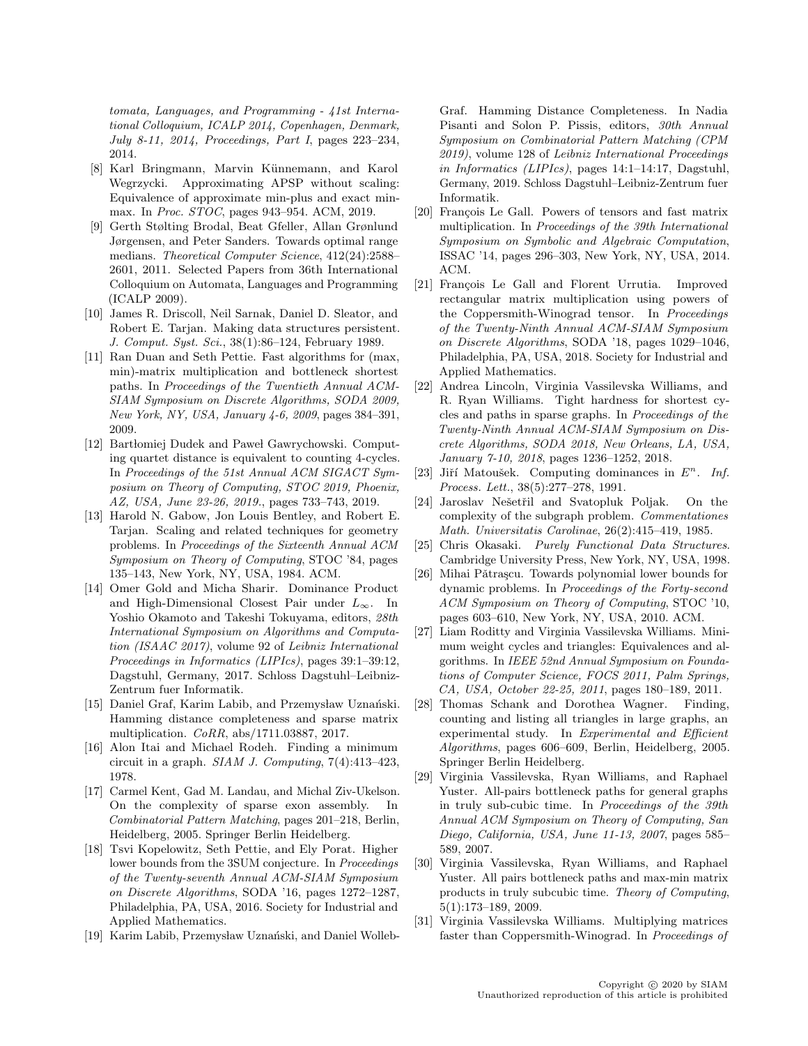*tomata, Languages, and Programming - 41st International Colloquium, ICALP 2014, Copenhagen, Denmark, July 8-11, 2014, Proceedings, Part I*, pages 223–234, 2014.

[8] Karl Bringmann, Marvin Künnemann, and Karol Wegrzycki. Approximating APSP without scaling: Equivalence of approximate min-plus and exact min-max. In *Proc. STOC*, pages 943–954. ACM, 2019.

[9] Gerth Stølting Brodal, Beat Gfeller, Allan Grønlund Jørgensen, and Peter Sanders. Towards optimal range medians. *Theoretical Computer Science*, 412(24):2588–2601, 2011. Selected Papers from 36th International Colloquium on Automata, Languages and Programming (ICALP 2009).

[10] James R. Driscoll, Neil Sarnak, Daniel D. Sleator, and Robert E. Tarjan. Making data structures persistent. *J. Comput. Syst. Sci.*, 38(1):86–124, February 1989.

[11] Ran Duan and Seth Pettie. Fast algorithms for (max, min)-matrix multiplication and bottleneck shortest paths. In *Proceedings of the Twentieth Annual ACM-SIAM Symposium on Discrete Algorithms, SODA 2009, New York, NY, USA, January 4-6, 2009*, pages 384–391, 2009.

[12] Bartłomiej Dudek and Paweł Gawrychowski. Computing quartet distance is equivalent to counting 4-cycles. In *Proceedings of the 51st Annual ACM SIGACT Symposium on Theory of Computing, STOC 2019, Phoenix, AZ, USA, June 23-26, 2019.*, pages 733–743, 2019.

[13] Harold N. Gabow, Jon Louis Bentley, and Robert E. Tarjan. Scaling and related techniques for geometry problems. In *Proceedings of the Sixteenth Annual ACM Symposium on Theory of Computing*, STOC '84, pages 135–143, New York, NY, USA, 1984. ACM.

[14] Omer Gold and Micha Sharir. Dominance Product and High-Dimensional Closest Pair under $L_\infty$. In Yoshio Okamoto and Takeshi Tokuyama, editors, *28th International Symposium on Algorithms and Computation (ISAAC 2017)*, volume 92 of *Leibniz International Proceedings in Informatics (LIPIcs)*, pages 39:1–39:12, Dagstuhl, Germany, 2017. Schloss Dagstuhl–Leibniz-Zentrum fuer Informatik.

[15] Daniel Graf, Karim Labib, and Przemysław Uznański. Hamming distance completeness and sparse matrix multiplication. *CoRR*, abs/1711.03887, 2017.

[16] Alon Itai and Michael Rodeh. Finding a minimum circuit in a graph. *SIAM J. Computing*, 7(4):413–423, 1978.

[17] Carmel Kent, Gad M. Landau, and Michal Ziv-Ukelson. On the complexity of sparse exon assembly. In *Combinatorial Pattern Matching*, pages 201–218, Berlin, Heidelberg, 2005. Springer Berlin Heidelberg.

[18] Tsvi Kopelowitz, Seth Pettie, and Ely Porat. Higher lower bounds from the 3SUM conjecture. In *Proceedings of the Twenty-seventh Annual ACM-SIAM Symposium on Discrete Algorithms*, SODA '16, pages 1272–1287, Philadelphia, PA, USA, 2016. Society for Industrial and Applied Mathematics.

[19] Karim Labib, Przemysław Uznański, and Daniel Wolleb-Graf. Hamming Distance Completeness. In Nadia Pisanti and Solon P. Pissis, editors, *30th Annual Symposium on Combinatorial Pattern Matching (CPM 2019)*, volume 128 of *Leibniz International Proceedings in Informatics (LIPIcs)*, pages 14:1–14:17, Dagstuhl, Germany, 2019. Schloss Dagstuhl–Leibniz-Zentrum fuer Informatik.

[20] François Le Gall. Powers of tensors and fast matrix multiplication. In *Proceedings of the 39th International Symposium on Symbolic and Algebraic Computation*, ISSAC '14, pages 296–303, New York, NY, USA, 2014. ACM.

[21] François Le Gall and Florent Urrutia. Improved rectangular matrix multiplication using powers of the Coppersmith-Winograd tensor. In *Proceedings of the Twenty-Ninth Annual ACM-SIAM Symposium on Discrete Algorithms*, SODA '18, pages 1029–1046, Philadelphia, PA, USA, 2018. Society for Industrial and Applied Mathematics.

[22] Andrea Lincoln, Virginia Vassilevska Williams, and R. Ryan Williams. Tight hardness for shortest cycles and paths in sparse graphs. In *Proceedings of the Twenty-Ninth Annual ACM-SIAM Symposium on Discrete Algorithms, SODA 2018, New Orleans, LA, USA, January 7-10, 2018*, pages 1236–1252, 2018.

[23] Jiří Matoušek. Computing dominances in $E^n$. *Inf. Process. Lett.*, 38(5):277–278, 1991.

[24] Jaroslav Nešetřil and Svatopluk Poljak. On the complexity of the subgraph problem. *Commentationes Math. Universitatis Carolinae*, 26(2):415–419, 1985.

[25] Chris Okasaki. *Purely Functional Data Structures*. Cambridge University Press, New York, NY, USA, 1998.

[26] Mihai Pătraşcu. Towards polynomial lower bounds for dynamic problems. In *Proceedings of the Forty-second ACM Symposium on Theory of Computing*, STOC '10, pages 603–610, New York, NY, USA, 2010. ACM.

[27] Liam Roditty and Virginia Vassilevska Williams. Minimum weight cycles and triangles: Equivalences and algorithms. In *IEEE 52nd Annual Symposium on Foundations of Computer Science, FOCS 2011, Palm Springs, CA, USA, October 22-25, 2011*, pages 180–189, 2011.

[28] Thomas Schank and Dorothea Wagner. Finding, counting and listing all triangles in large graphs, an experimental study. In *Experimental and Efficient Algorithms*, pages 606–609, Berlin, Heidelberg, 2005. Springer Berlin Heidelberg.

[29] Virginia Vassilevska, Ryan Williams, and Raphael Yuster. All-pairs bottleneck paths for general graphs in truly sub-cubic time. In *Proceedings of the 39th Annual ACM Symposium on Theory of Computing, San Diego, California, USA, June 11-13, 2007*, pages 585–589, 2007.

[30] Virginia Vassilevska, Ryan Williams, and Raphael Yuster. All pairs bottleneck paths and max-min matrix products in truly subcubic time. *Theory of Computing*, 5(1):173–189, 2009.

[31] Virginia Vassilevska Williams. Multiplying matrices faster than Coppersmith-Winograd. In *Proceedings of*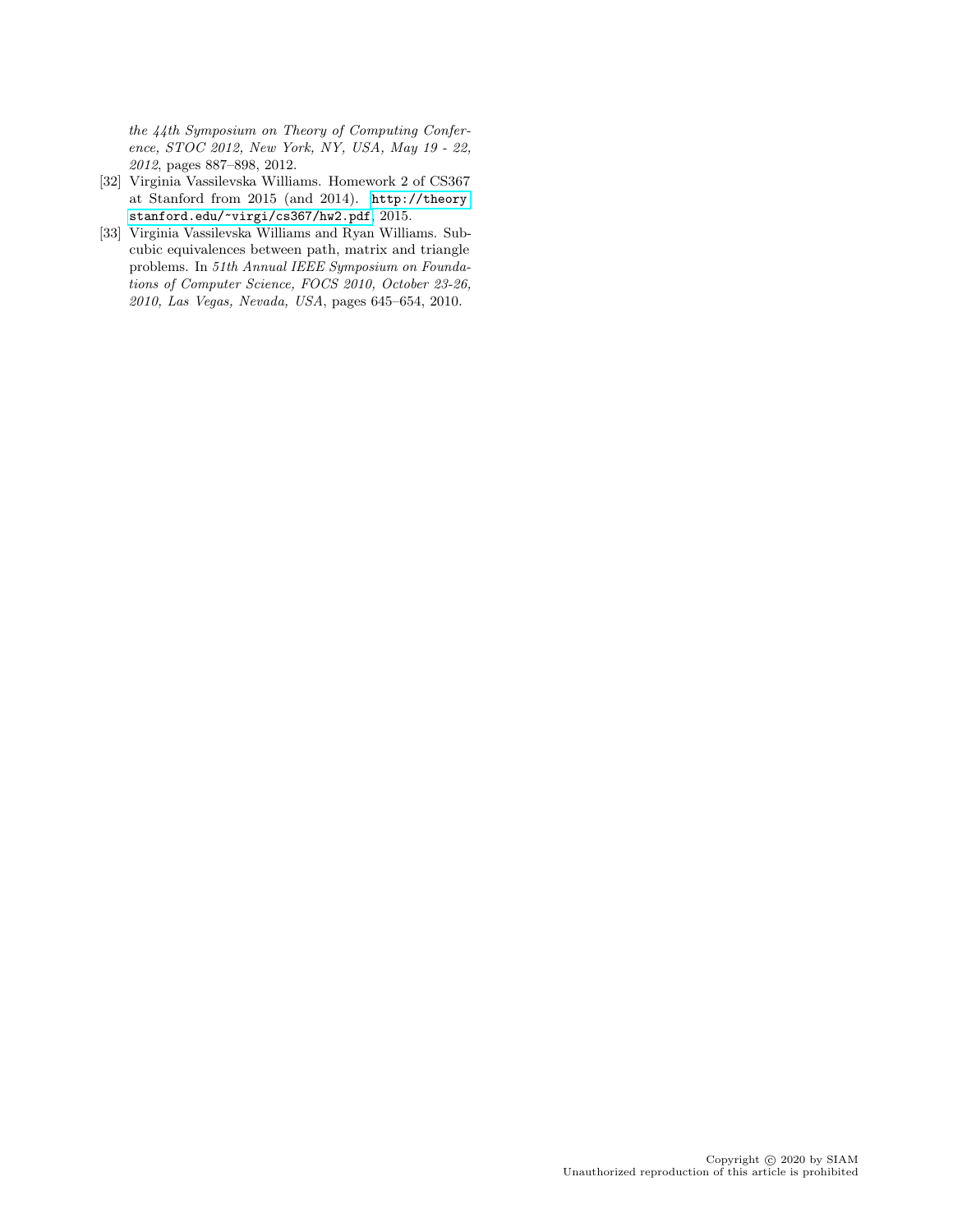*the 44th Symposium on Theory of Computing Conference, STOC 2012, New York, NY, USA, May 19 - 22, 2012*, pages 887–898, 2012.

[32] Virginia Vassilevska Williams. Homework 2 of CS367 at Stanford from 2015 (and 2014). http://theory.stanford.edu/~virgi/cs367/hw2.pdf, 2015.

[33] Virginia Vassilevska Williams and Ryan Williams. Subcubic equivalences between path, matrix and triangle problems. In *51th Annual IEEE Symposium on Foundations of Computer Science, FOCS 2010, October 23-26, 2010, Las Vegas, Nevada, USA*, pages 645–654, 2010.